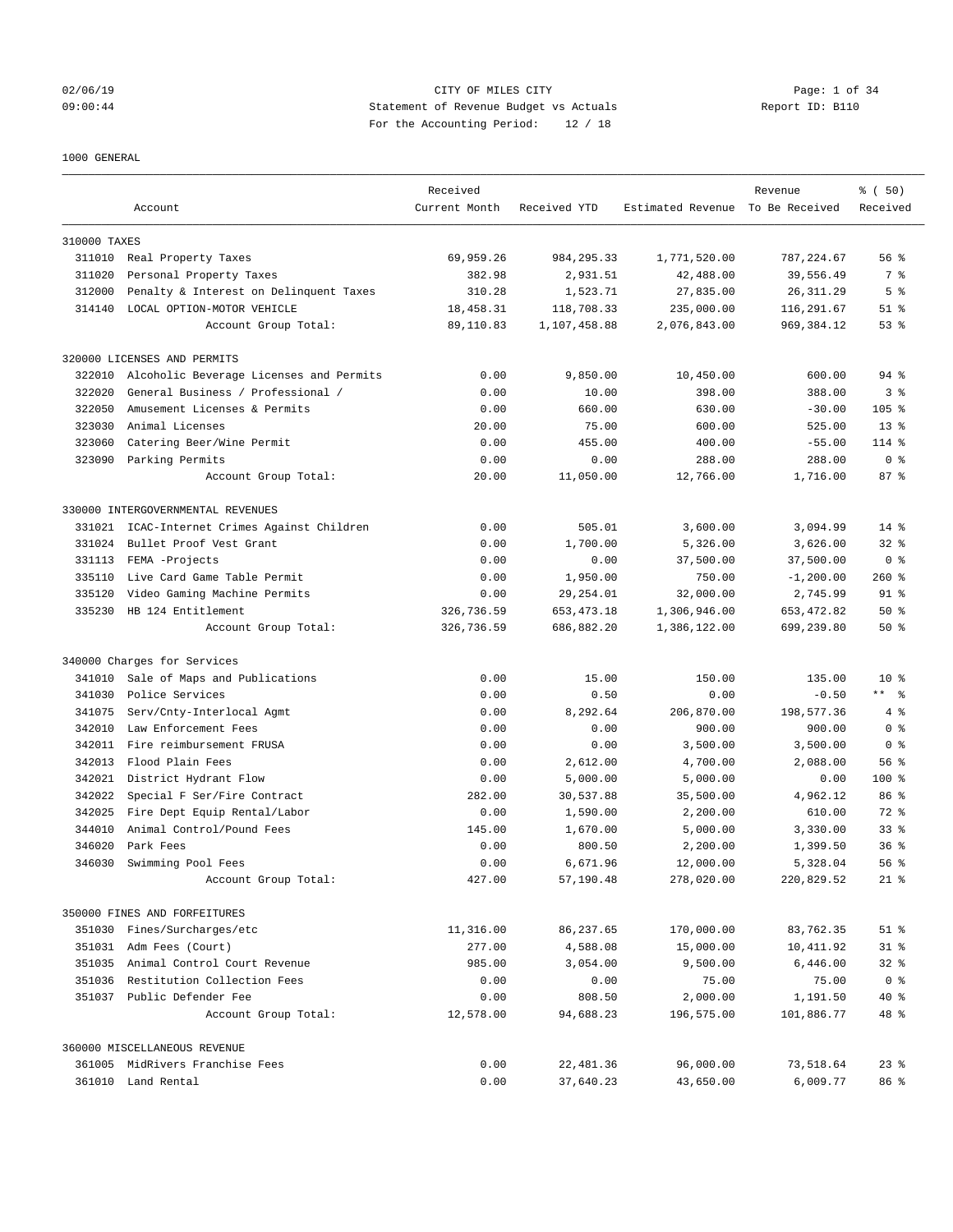CITY OF MILES CITY
Statement of Revenue Budget vs Actuals
For the Accounting Period: 12 / 18

02/06/19 09:00:44 — Report ID: B110

1000 GENERAL

| | Account | Received Current Month | Received YTD | Estimated Revenue | Revenue To Be Received | % ( 50) Received |
|---|---|---|---|---|---|---|
| 310000 TAXES | | | | | | |
| 311010 | Real Property Taxes | 69,959.26 | 984,295.33 | 1,771,520.00 | 787,224.67 | 56 % |
| 311020 | Personal Property Taxes | 382.98 | 2,931.51 | 42,488.00 | 39,556.49 | 7 % |
| 312000 | Penalty & Interest on Delinquent Taxes | 310.28 | 1,523.71 | 27,835.00 | 26,311.29 | 5 % |
| 314140 | LOCAL OPTION-MOTOR VEHICLE | 18,458.31 | 118,708.33 | 235,000.00 | 116,291.67 | 51 % |
| | Account Group Total: | 89,110.83 | 1,107,458.88 | 2,076,843.00 | 969,384.12 | 53 % |
| 320000 LICENSES AND PERMITS | | | | | | |
| 322010 | Alcoholic Beverage Licenses and Permits | 0.00 | 9,850.00 | 10,450.00 | 600.00 | 94 % |
| 322020 | General Business / Professional / | 0.00 | 10.00 | 398.00 | 388.00 | 3 % |
| 322050 | Amusement Licenses & Permits | 0.00 | 660.00 | 630.00 | -30.00 | 105 % |
| 323030 | Animal Licenses | 20.00 | 75.00 | 600.00 | 525.00 | 13 % |
| 323060 | Catering Beer/Wine Permit | 0.00 | 455.00 | 400.00 | -55.00 | 114 % |
| 323090 | Parking Permits | 0.00 | 0.00 | 288.00 | 288.00 | 0 % |
| | Account Group Total: | 20.00 | 11,050.00 | 12,766.00 | 1,716.00 | 87 % |
| 330000 INTERGOVERNMENTAL REVENUES | | | | | | |
| 331021 | ICAC-Internet Crimes Against Children | 0.00 | 505.01 | 3,600.00 | 3,094.99 | 14 % |
| 331024 | Bullet Proof Vest Grant | 0.00 | 1,700.00 | 5,326.00 | 3,626.00 | 32 % |
| 331113 | FEMA -Projects | 0.00 | 0.00 | 37,500.00 | 37,500.00 | 0 % |
| 335110 | Live Card Game Table Permit | 0.00 | 1,950.00 | 750.00 | -1,200.00 | 260 % |
| 335120 | Video Gaming Machine Permits | 0.00 | 29,254.01 | 32,000.00 | 2,745.99 | 91 % |
| 335230 | HB 124 Entitlement | 326,736.59 | 653,473.18 | 1,306,946.00 | 653,472.82 | 50 % |
| | Account Group Total: | 326,736.59 | 686,882.20 | 1,386,122.00 | 699,239.80 | 50 % |
| 340000 Charges for Services | | | | | | |
| 341010 | Sale of Maps and Publications | 0.00 | 15.00 | 150.00 | 135.00 | 10 % |
| 341030 | Police Services | 0.00 | 0.50 | 0.00 | -0.50 | ** % |
| 341075 | Serv/Cnty-Interlocal Agmt | 0.00 | 8,292.64 | 206,870.00 | 198,577.36 | 4 % |
| 342010 | Law Enforcement Fees | 0.00 | 0.00 | 900.00 | 900.00 | 0 % |
| 342011 | Fire reimbursement FRUSA | 0.00 | 0.00 | 3,500.00 | 3,500.00 | 0 % |
| 342013 | Flood Plain Fees | 0.00 | 2,612.00 | 4,700.00 | 2,088.00 | 56 % |
| 342021 | District Hydrant Flow | 0.00 | 5,000.00 | 5,000.00 | 0.00 | 100 % |
| 342022 | Special F Ser/Fire Contract | 282.00 | 30,537.88 | 35,500.00 | 4,962.12 | 86 % |
| 342025 | Fire Dept Equip Rental/Labor | 0.00 | 1,590.00 | 2,200.00 | 610.00 | 72 % |
| 344010 | Animal Control/Pound Fees | 145.00 | 1,670.00 | 5,000.00 | 3,330.00 | 33 % |
| 346020 | Park Fees | 0.00 | 800.50 | 2,200.00 | 1,399.50 | 36 % |
| 346030 | Swimming Pool Fees | 0.00 | 6,671.96 | 12,000.00 | 5,328.04 | 56 % |
| | Account Group Total: | 427.00 | 57,190.48 | 278,020.00 | 220,829.52 | 21 % |
| 350000 FINES AND FORFEITURES | | | | | | |
| 351030 | Fines/Surcharges/etc | 11,316.00 | 86,237.65 | 170,000.00 | 83,762.35 | 51 % |
| 351031 | Adm Fees (Court) | 277.00 | 4,588.08 | 15,000.00 | 10,411.92 | 31 % |
| 351035 | Animal Control Court Revenue | 985.00 | 3,054.00 | 9,500.00 | 6,446.00 | 32 % |
| 351036 | Restitution Collection Fees | 0.00 | 0.00 | 75.00 | 75.00 | 0 % |
| 351037 | Public Defender Fee | 0.00 | 808.50 | 2,000.00 | 1,191.50 | 40 % |
| | Account Group Total: | 12,578.00 | 94,688.23 | 196,575.00 | 101,886.77 | 48 % |
| 360000 MISCELLANEOUS REVENUE | | | | | | |
| 361005 | MidRivers Franchise Fees | 0.00 | 22,481.36 | 96,000.00 | 73,518.64 | 23 % |
| 361010 | Land Rental | 0.00 | 37,640.23 | 43,650.00 | 6,009.77 | 86 % |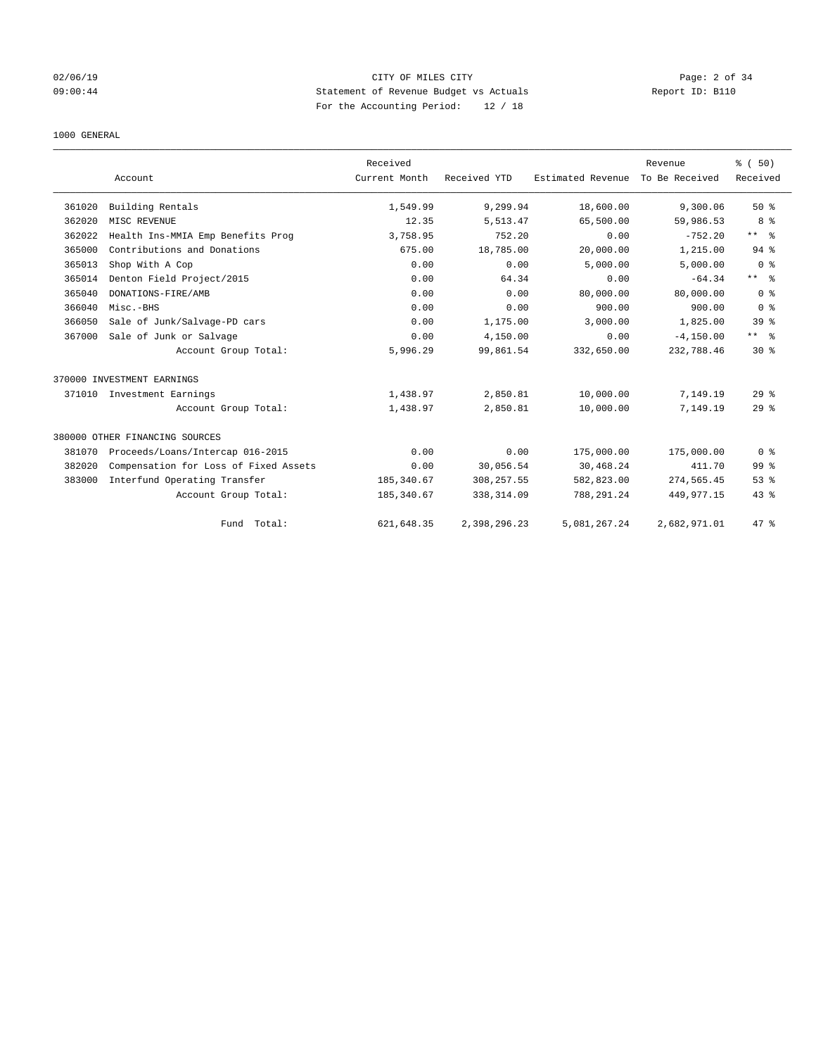CITY OF MILES CITY
Statement of Revenue Budget vs Actuals
For the Accounting Period: 12 / 18

02/06/19
09:00:44

Report ID: B110

1000 GENERAL

| | Account | Received Current Month | Received YTD | Estimated Revenue | Revenue To Be Received | % ( 50) Received |
|---|---|---|---|---|---|---|
| 361020 | Building Rentals | 1,549.99 | 9,299.94 | 18,600.00 | 9,300.06 | 50 % |
| 362020 | MISC REVENUE | 12.35 | 5,513.47 | 65,500.00 | 59,986.53 | 8 % |
| 362022 | Health Ins-MMIA Emp Benefits Prog | 3,758.95 | 752.20 | 0.00 | -752.20 | ** % |
| 365000 | Contributions and Donations | 675.00 | 18,785.00 | 20,000.00 | 1,215.00 | 94 % |
| 365013 | Shop With A Cop | 0.00 | 0.00 | 5,000.00 | 5,000.00 | 0 % |
| 365014 | Denton Field Project/2015 | 0.00 | 64.34 | 0.00 | -64.34 | ** % |
| 365040 | DONATIONS-FIRE/AMB | 0.00 | 0.00 | 80,000.00 | 80,000.00 | 0 % |
| 366040 | Misc.-BHS | 0.00 | 0.00 | 900.00 | 900.00 | 0 % |
| 366050 | Sale of Junk/Salvage-PD cars | 0.00 | 1,175.00 | 3,000.00 | 1,825.00 | 39 % |
| 367000 | Sale of Junk or Salvage | 0.00 | 4,150.00 | 0.00 | -4,150.00 | ** % |
| | Account Group Total: | 5,996.29 | 99,861.54 | 332,650.00 | 232,788.46 | 30 % |
| 370000 INVESTMENT EARNINGS | | | | | | |
| 371010 | Investment Earnings | 1,438.97 | 2,850.81 | 10,000.00 | 7,149.19 | 29 % |
| | Account Group Total: | 1,438.97 | 2,850.81 | 10,000.00 | 7,149.19 | 29 % |
| 380000 OTHER FINANCING SOURCES | | | | | | |
| 381070 | Proceeds/Loans/Intercap 016-2015 | 0.00 | 0.00 | 175,000.00 | 175,000.00 | 0 % |
| 382020 | Compensation for Loss of Fixed Assets | 0.00 | 30,056.54 | 30,468.24 | 411.70 | 99 % |
| 383000 | Interfund Operating Transfer | 185,340.67 | 308,257.55 | 582,823.00 | 274,565.45 | 53 % |
| | Account Group Total: | 185,340.67 | 338,314.09 | 788,291.24 | 449,977.15 | 43 % |
| | Fund Total: | 621,648.35 | 2,398,296.23 | 5,081,267.24 | 2,682,971.01 | 47 % |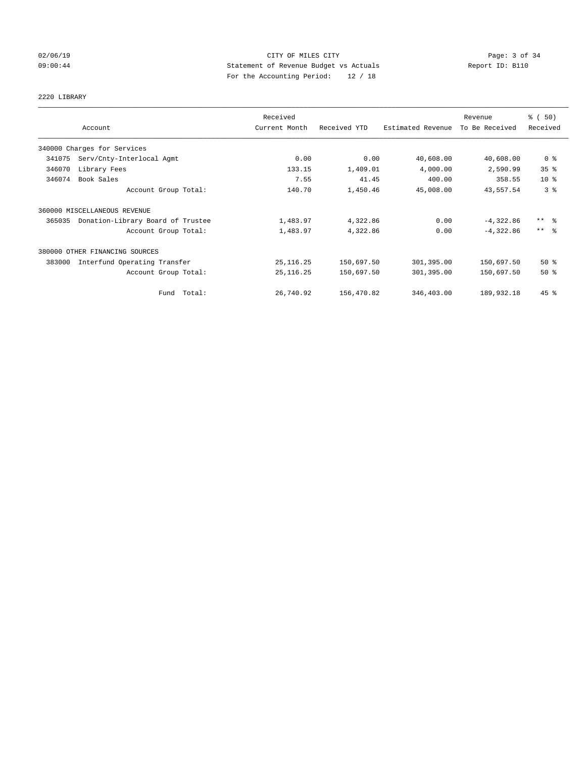CITY OF MILES CITY

Statement of Revenue Budget vs Actuals

For the Accounting Period: 12 / 18

02/06/19 09:00:44 — Report ID: B110

2220 LIBRARY

| Account | Received Current Month | Received YTD | Estimated Revenue | Revenue To Be Received | % ( 50) Received |
|---|---|---|---|---|---|
| 340000 Charges for Services | | | | | |
| 341075 Serv/Cnty-Interlocal Agmt | 0.00 | 0.00 | 40,608.00 | 40,608.00 | 0 % |
| 346070 Library Fees | 133.15 | 1,409.01 | 4,000.00 | 2,590.99 | 35 % |
| 346074 Book Sales | 7.55 | 41.45 | 400.00 | 358.55 | 10 % |
| Account Group Total: | 140.70 | 1,450.46 | 45,008.00 | 43,557.54 | 3 % |
| 360000 MISCELLANEOUS REVENUE | | | | | |
| 365035 Donation-Library Board of Trustee | 1,483.97 | 4,322.86 | 0.00 | -4,322.86 | ** % |
| Account Group Total: | 1,483.97 | 4,322.86 | 0.00 | -4,322.86 | ** % |
| 380000 OTHER FINANCING SOURCES | | | | | |
| 383000 Interfund Operating Transfer | 25,116.25 | 150,697.50 | 301,395.00 | 150,697.50 | 50 % |
| Account Group Total: | 25,116.25 | 150,697.50 | 301,395.00 | 150,697.50 | 50 % |
| Fund Total: | 26,740.92 | 156,470.82 | 346,403.00 | 189,932.18 | 45 % |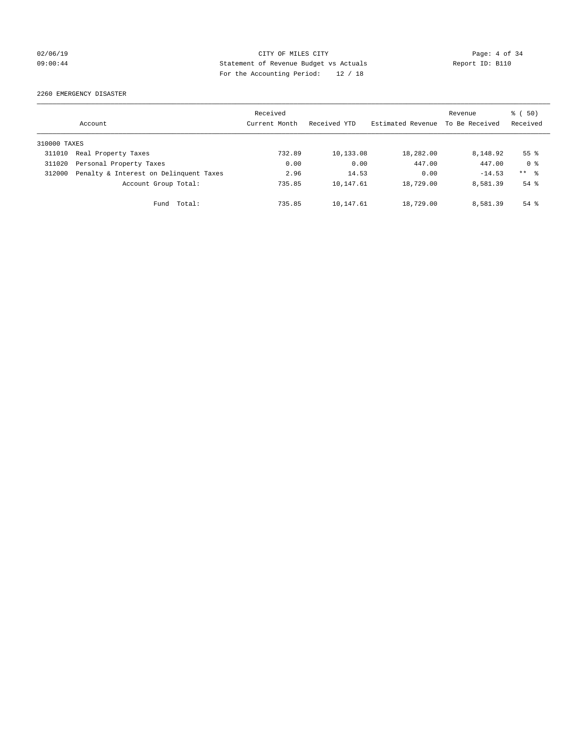CITY OF MILES CITY
Statement of Revenue Budget vs Actuals
For the Accounting Period: 12 / 18

02/06/19
09:00:44

Report ID: B110

2260 EMERGENCY DISASTER

| Account | | Received Current Month | Received YTD | Estimated Revenue | Revenue To Be Received | % ( 50) Received |
|---|---|---|---|---|---|---|
| 310000 TAXES | | | | | | |
| 311010 | Real Property Taxes | 732.89 | 10,133.08 | 18,282.00 | 8,148.92 | 55 % |
| 311020 | Personal Property Taxes | 0.00 | 0.00 | 447.00 | 447.00 | 0 % |
| 312000 | Penalty & Interest on Delinquent Taxes | 2.96 | 14.53 | 0.00 | -14.53 | ** % |
| | Account Group Total: | 735.85 | 10,147.61 | 18,729.00 | 8,581.39 | 54 % |
| | Fund Total: | 735.85 | 10,147.61 | 18,729.00 | 8,581.39 | 54 % |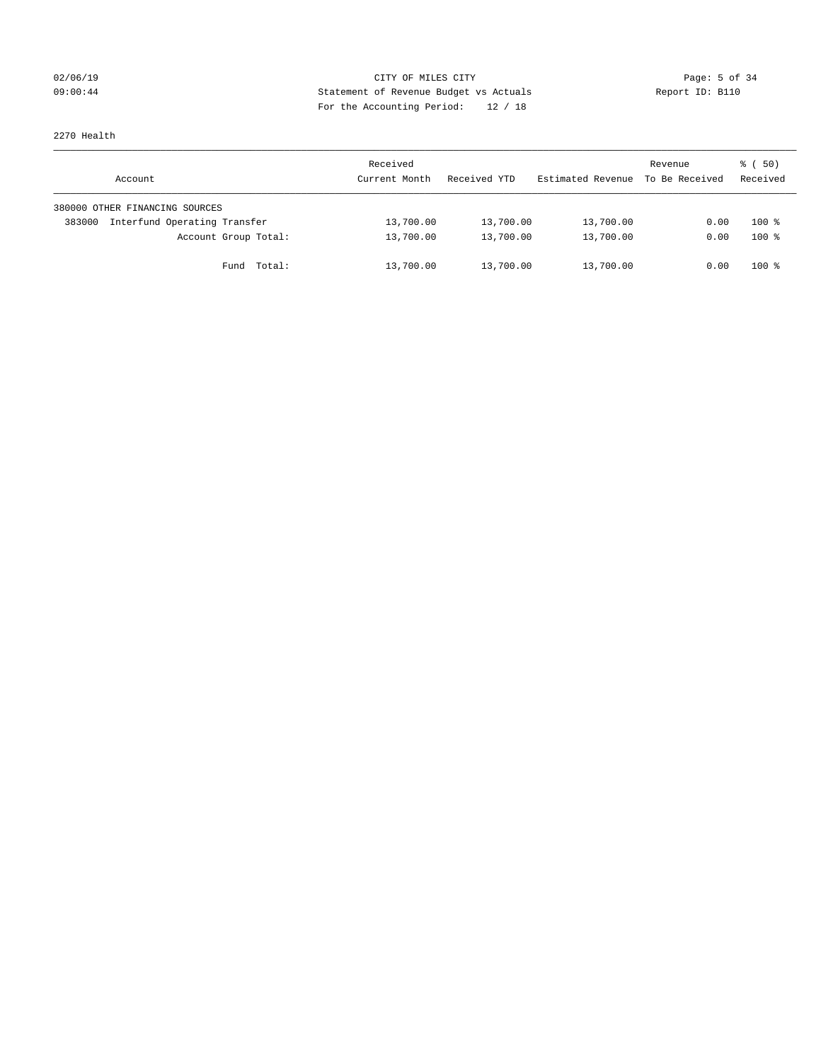CITY OF MILES CITY

Statement of Revenue Budget vs Actuals

For the Accounting Period: 12 / 18

02/06/19 09:00:44 — Report ID: B110

2270 Health

| Account | Received Current Month | Received YTD | Estimated Revenue | Revenue To Be Received | % ( 50) Received |
|---|---|---|---|---|---|
| 380000 OTHER FINANCING SOURCES | | | | | |
| 383000 Interfund Operating Transfer | 13,700.00 | 13,700.00 | 13,700.00 | 0.00 | 100 % |
| Account Group Total: | 13,700.00 | 13,700.00 | 13,700.00 | 0.00 | 100 % |
| Fund Total: | 13,700.00 | 13,700.00 | 13,700.00 | 0.00 | 100 % |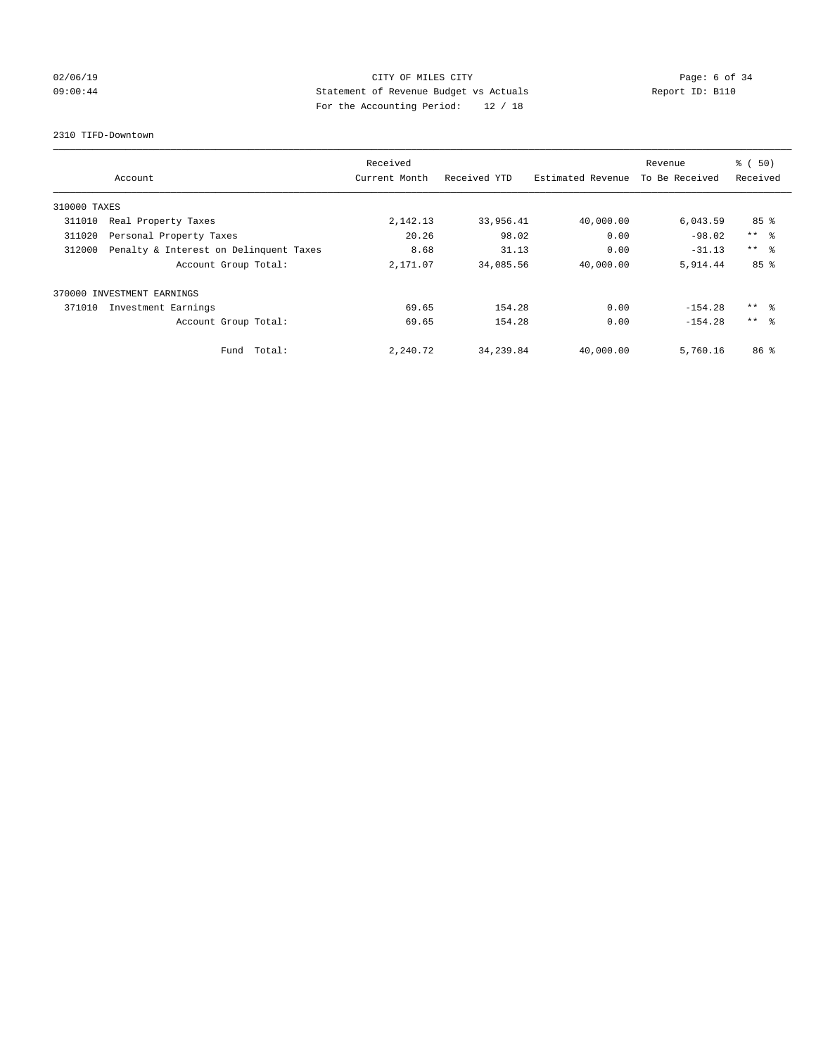CITY OF MILES CITY

Statement of Revenue Budget vs Actuals

Report ID: B110

02/06/19 09:00:44

For the Accounting Period: 12 / 18

## 2310 TIFD-Downtown

| Account | | Received Current Month | Received YTD | Estimated Revenue | Revenue To Be Received | % ( 50) Received |
|---|---|---|---|---|---|---|
| 310000 TAXES | | | | | | |
| 311010 | Real Property Taxes | 2,142.13 | 33,956.41 | 40,000.00 | 6,043.59 | 85 % |
| 311020 | Personal Property Taxes | 20.26 | 98.02 | 0.00 | -98.02 | ** % |
| 312000 | Penalty & Interest on Delinquent Taxes | 8.68 | 31.13 | 0.00 | -31.13 | ** % |
| | Account Group Total: | 2,171.07 | 34,085.56 | 40,000.00 | 5,914.44 | 85 % |
| 370000 INVESTMENT EARNINGS | | | | | | |
| 371010 | Investment Earnings | 69.65 | 154.28 | 0.00 | -154.28 | ** % |
| | Account Group Total: | 69.65 | 154.28 | 0.00 | -154.28 | ** % |
| | Fund Total: | 2,240.72 | 34,239.84 | 40,000.00 | 5,760.16 | 86 % |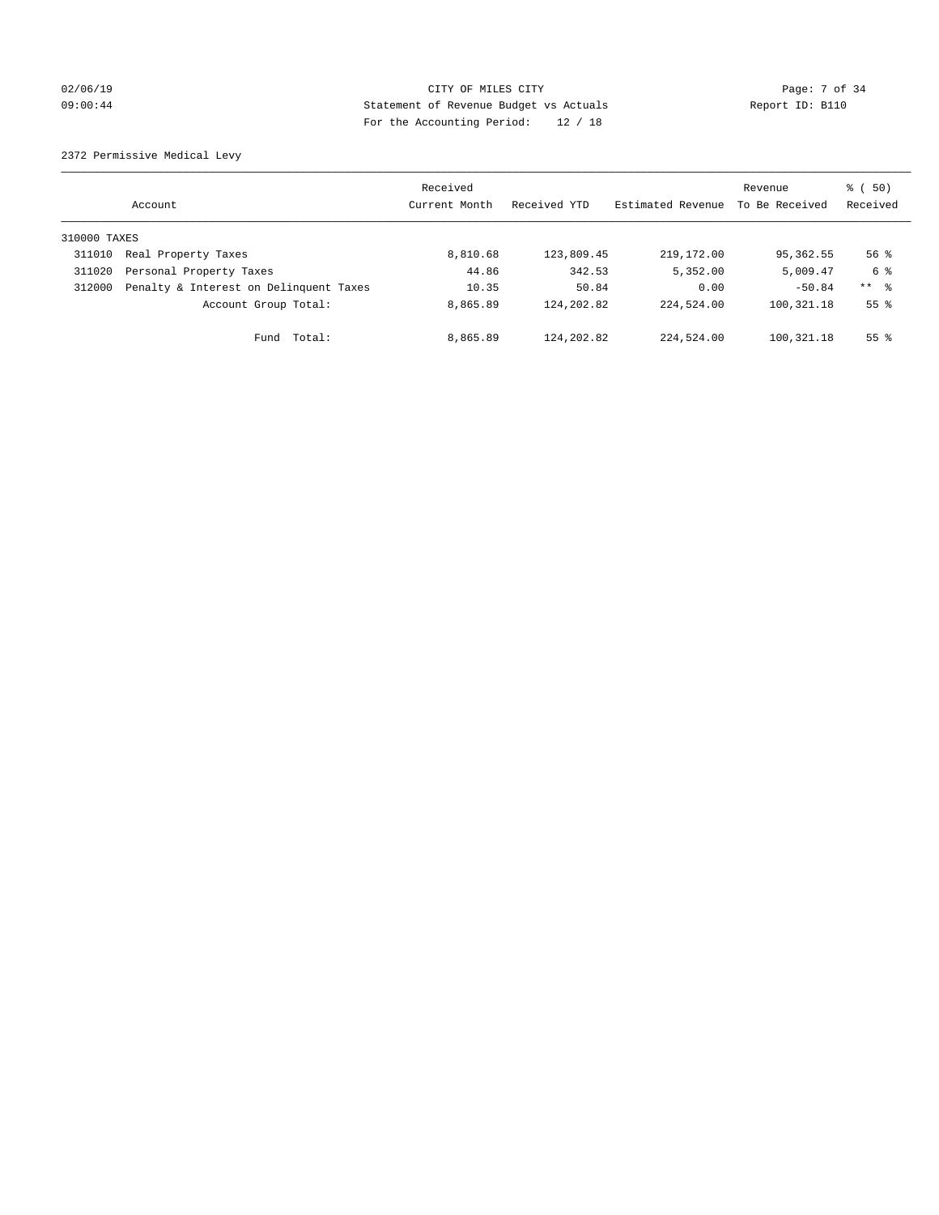CITY OF MILES CITY
Statement of Revenue Budget vs Actuals
For the Accounting Period: 12 / 18

02/06/19
09:00:44

Report ID: B110

2372 Permissive Medical Levy

| Account | | Received Current Month | Received YTD | Estimated Revenue | Revenue To Be Received | % ( 50) Received |
|---|---|---|---|---|---|---|
| 310000 TAXES | | | | | | |
| 311010 | Real Property Taxes | 8,810.68 | 123,809.45 | 219,172.00 | 95,362.55 | 56 % |
| 311020 | Personal Property Taxes | 44.86 | 342.53 | 5,352.00 | 5,009.47 | 6 % |
| 312000 | Penalty & Interest on Delinquent Taxes | 10.35 | 50.84 | 0.00 | -50.84 | ** % |
| | Account Group Total: | 8,865.89 | 124,202.82 | 224,524.00 | 100,321.18 | 55 % |
| | Fund Total: | 8,865.89 | 124,202.82 | 224,524.00 | 100,321.18 | 55 % |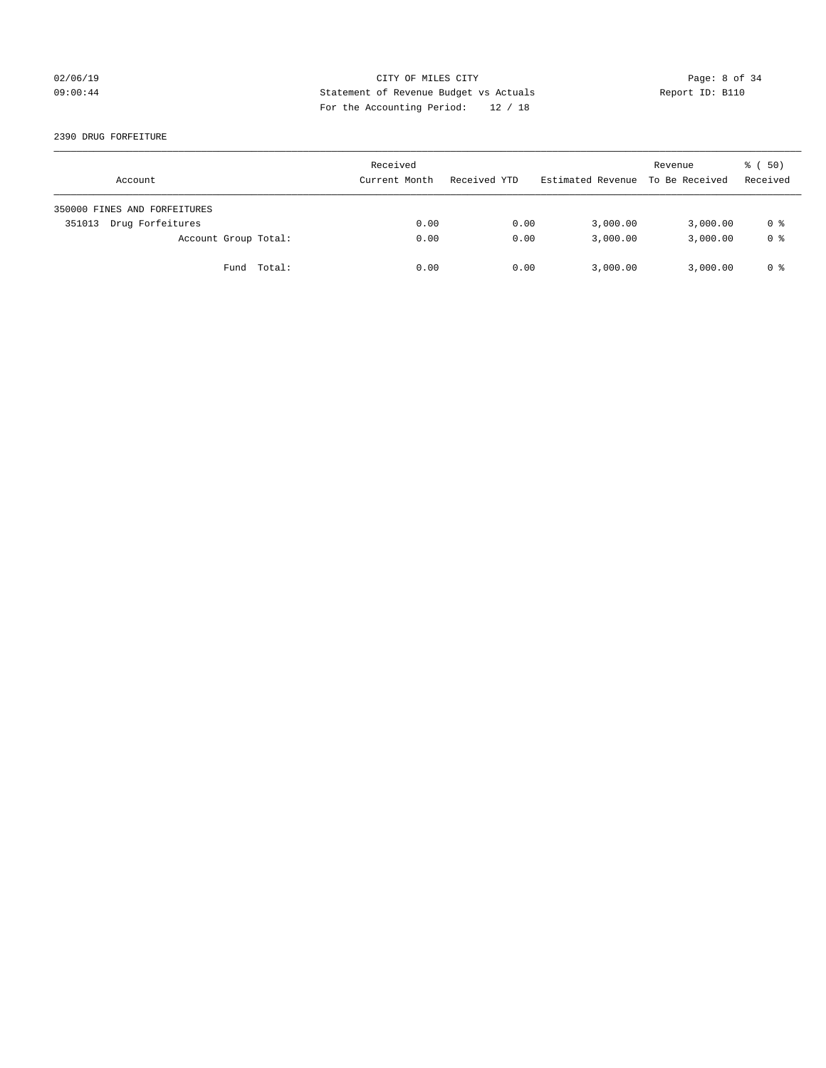CITY OF MILES CITY
Statement of Revenue Budget vs Actuals
For the Accounting Period: 12 / 18

02/06/19
09:00:44

Report ID: B110

2390 DRUG FORFEITURE

| Account | Received Current Month | Received YTD | Estimated Revenue | Revenue To Be Received | % ( 50) Received |
|---|---|---|---|---|---|
| 350000 FINES AND FORFEITURES | | | | | |
| 351013 Drug Forfeitures | 0.00 | 0.00 | 3,000.00 | 3,000.00 | 0 % |
| Account Group Total: | 0.00 | 0.00 | 3,000.00 | 3,000.00 | 0 % |
| Fund Total: | 0.00 | 0.00 | 3,000.00 | 3,000.00 | 0 % |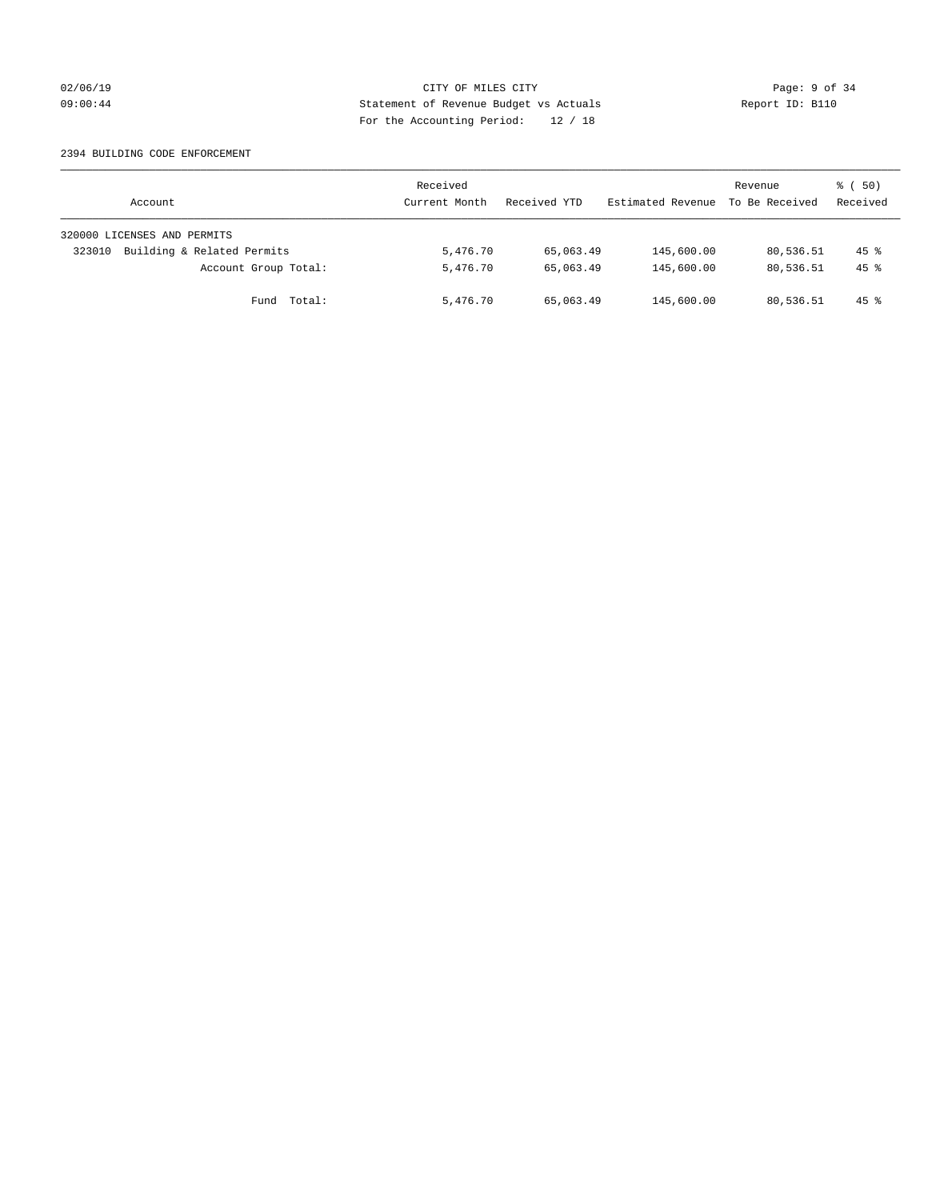CITY OF MILES CITY
Statement of Revenue Budget vs Actuals
For the Accounting Period: 12 / 18

02/06/19
09:00:44

Report ID: B110

2394 BUILDING CODE ENFORCEMENT

| Account | Received Current Month | Received YTD | Estimated Revenue | Revenue To Be Received | % ( 50) Received |
|---|---|---|---|---|---|
| 320000 LICENSES AND PERMITS | | | | | |
| 323010 Building & Related Permits | 5,476.70 | 65,063.49 | 145,600.00 | 80,536.51 | 45 % |
| Account Group Total: | 5,476.70 | 65,063.49 | 145,600.00 | 80,536.51 | 45 % |
| Fund Total: | 5,476.70 | 65,063.49 | 145,600.00 | 80,536.51 | 45 % |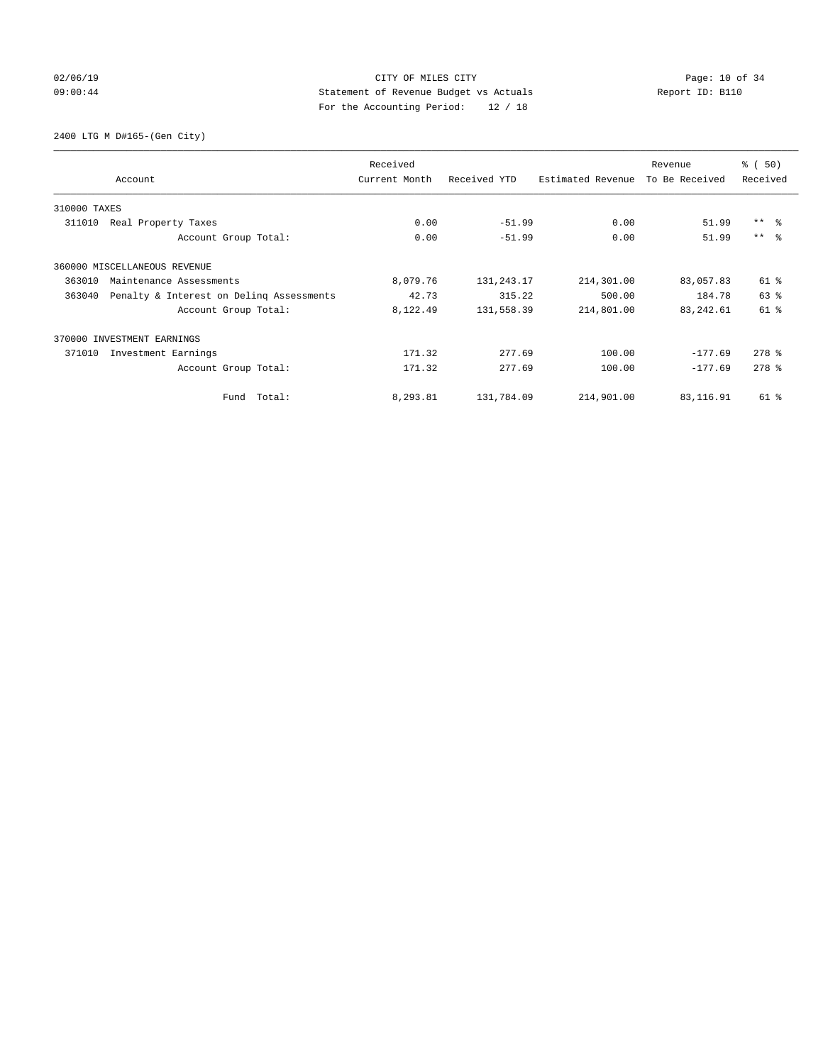CITY OF MILES CITY
Statement of Revenue Budget vs Actuals
For the Accounting Period: 12 / 18

02/06/19
09:00:44

Report ID: B110

2400 LTG M D#165-(Gen City)

| Account | Received Current Month | Received YTD | Estimated Revenue | Revenue To Be Received | % ( 50) Received |
|---|---|---|---|---|---|
| 310000 TAXES | | | | | |
| 311010 Real Property Taxes | 0.00 | -51.99 | 0.00 | 51.99 | ** % |
| Account Group Total: | 0.00 | -51.99 | 0.00 | 51.99 | ** % |
| 360000 MISCELLANEOUS REVENUE | | | | | |
| 363010 Maintenance Assessments | 8,079.76 | 131,243.17 | 214,301.00 | 83,057.83 | 61 % |
| 363040 Penalty & Interest on Delinq Assessments | 42.73 | 315.22 | 500.00 | 184.78 | 63 % |
| Account Group Total: | 8,122.49 | 131,558.39 | 214,801.00 | 83,242.61 | 61 % |
| 370000 INVESTMENT EARNINGS | | | | | |
| 371010 Investment Earnings | 171.32 | 277.69 | 100.00 | -177.69 | 278 % |
| Account Group Total: | 171.32 | 277.69 | 100.00 | -177.69 | 278 % |
| Fund Total: | 8,293.81 | 131,784.09 | 214,901.00 | 83,116.91 | 61 % |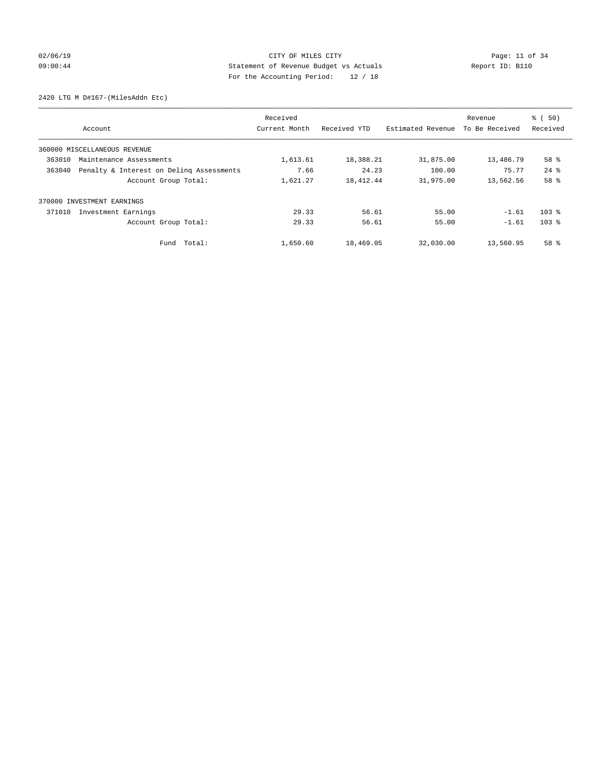CITY OF MILES CITY
Statement of Revenue Budget vs Actuals
For the Accounting Period: 12 / 18

02/06/19
09:00:44

Report ID: B110

2420 LTG M D#167-(MilesAddn Etc)

| Account | Received Current Month | Received YTD | Estimated Revenue | Revenue To Be Received | % ( 50) Received |
|---|---|---|---|---|---|
| 360000 MISCELLANEOUS REVENUE | | | | | |
| 363010 Maintenance Assessments | 1,613.61 | 18,388.21 | 31,875.00 | 13,486.79 | 58 % |
| 363040 Penalty & Interest on Delinq Assessments | 7.66 | 24.23 | 100.00 | 75.77 | 24 % |
| Account Group Total: | 1,621.27 | 18,412.44 | 31,975.00 | 13,562.56 | 58 % |
| 370000 INVESTMENT EARNINGS | | | | | |
| 371010 Investment Earnings | 29.33 | 56.61 | 55.00 | -1.61 | 103 % |
| Account Group Total: | 29.33 | 56.61 | 55.00 | -1.61 | 103 % |
| Fund Total: | 1,650.60 | 18,469.05 | 32,030.00 | 13,560.95 | 58 % |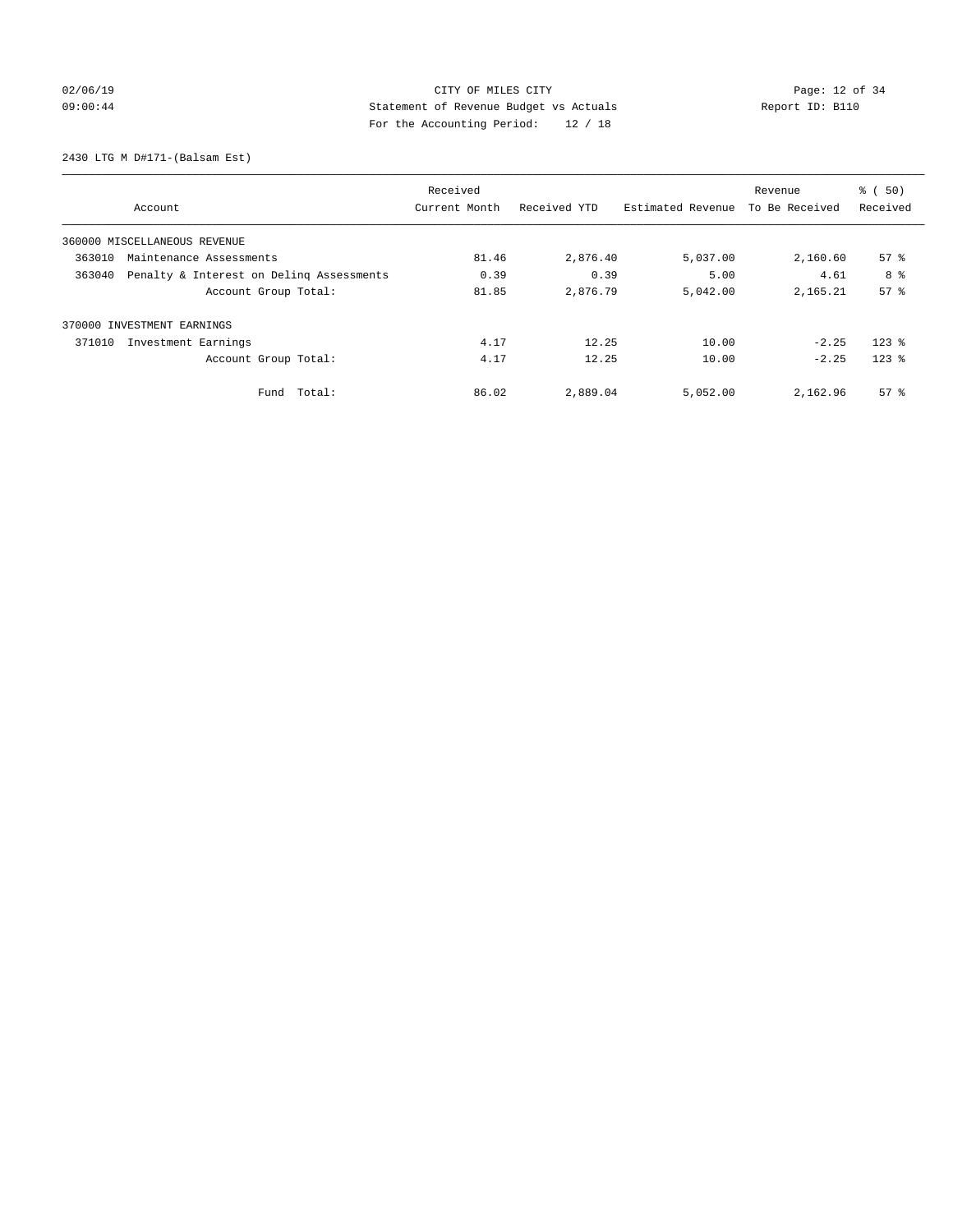CITY OF MILES CITY
Statement of Revenue Budget vs Actuals
For the Accounting Period: 12 / 18

02/06/19
09:00:44

Report ID: B110

2430 LTG M D#171-(Balsam Est)

| Account | Received Current Month | Received YTD | Estimated Revenue | Revenue To Be Received | % ( 50) Received |
|---|---|---|---|---|---|
| 360000 MISCELLANEOUS REVENUE | | | | | |
| 363010 Maintenance Assessments | 81.46 | 2,876.40 | 5,037.00 | 2,160.60 | 57 % |
| 363040 Penalty & Interest on Delinq Assessments | 0.39 | 0.39 | 5.00 | 4.61 | 8 % |
| Account Group Total: | 81.85 | 2,876.79 | 5,042.00 | 2,165.21 | 57 % |
| 370000 INVESTMENT EARNINGS | | | | | |
| 371010 Investment Earnings | 4.17 | 12.25 | 10.00 | -2.25 | 123 % |
| Account Group Total: | 4.17 | 12.25 | 10.00 | -2.25 | 123 % |
| Fund Total: | 86.02 | 2,889.04 | 5,052.00 | 2,162.96 | 57 % |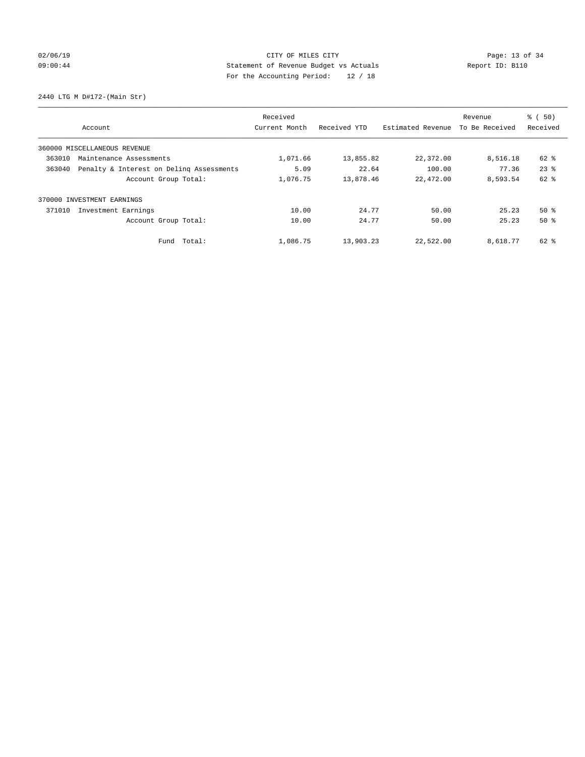CITY OF MILES CITY
Statement of Revenue Budget vs Actuals
For the Accounting Period: 12 / 18

02/06/19
09:00:44

Report ID: B110

2440 LTG M D#172-(Main Str)

| Account | Received Current Month | Received YTD | Estimated Revenue | Revenue To Be Received | % ( 50) Received |
|---|---|---|---|---|---|
| 360000 MISCELLANEOUS REVENUE | | | | | |
| 363010 Maintenance Assessments | 1,071.66 | 13,855.82 | 22,372.00 | 8,516.18 | 62 % |
| 363040 Penalty & Interest on Delinq Assessments | 5.09 | 22.64 | 100.00 | 77.36 | 23 % |
| Account Group Total: | 1,076.75 | 13,878.46 | 22,472.00 | 8,593.54 | 62 % |
| 370000 INVESTMENT EARNINGS | | | | | |
| 371010 Investment Earnings | 10.00 | 24.77 | 50.00 | 25.23 | 50 % |
| Account Group Total: | 10.00 | 24.77 | 50.00 | 25.23 | 50 % |
| Fund Total: | 1,086.75 | 13,903.23 | 22,522.00 | 8,618.77 | 62 % |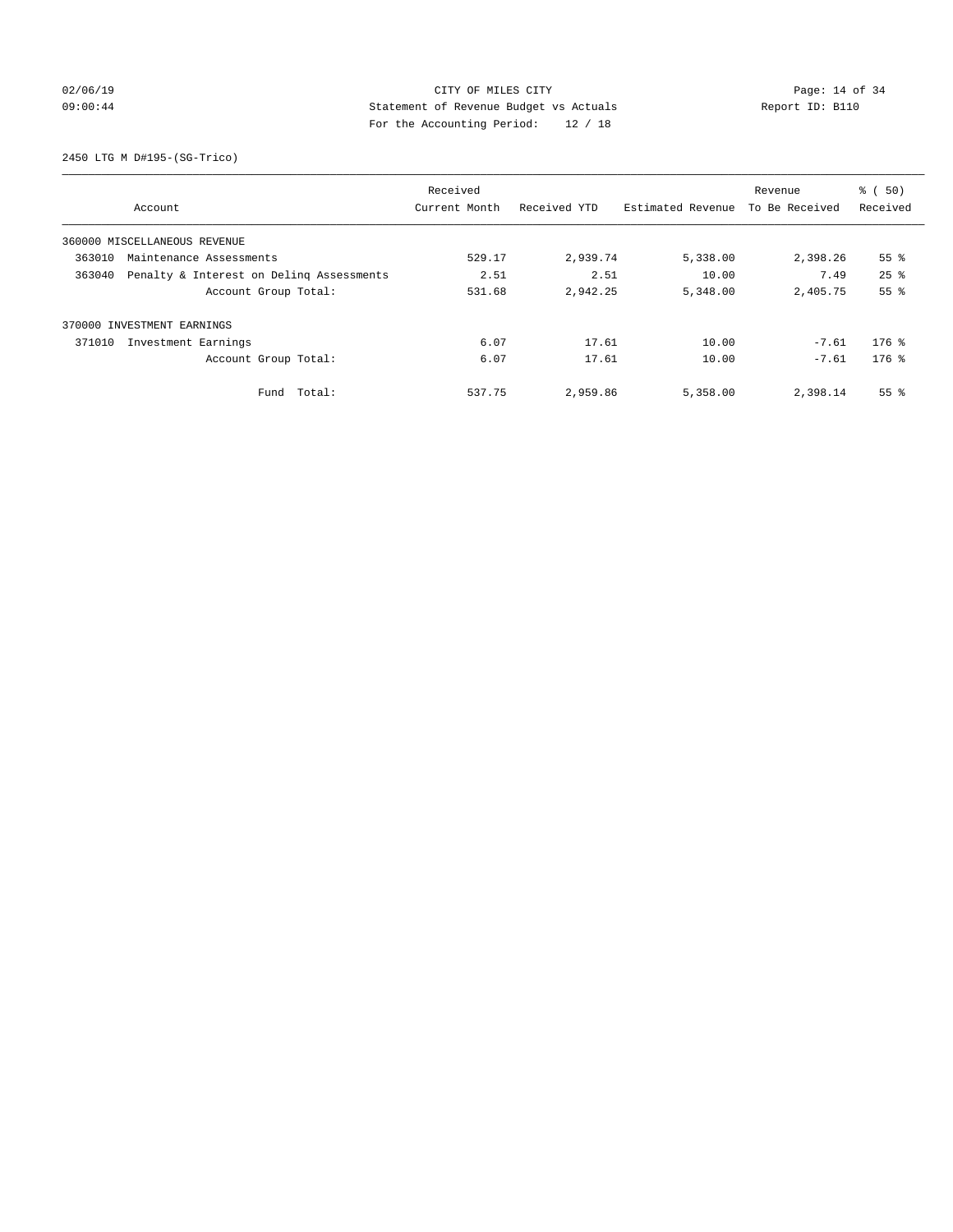CITY OF MILES CITY
Statement of Revenue Budget vs Actuals
For the Accounting Period: 12 / 18

02/06/19
09:00:44

Report ID: B110

2450 LTG M D#195-(SG-Trico)

| Account | Received Current Month | Received YTD | Estimated Revenue | Revenue To Be Received | % ( 50) Received |
|---|---|---|---|---|---|
| 360000 MISCELLANEOUS REVENUE | | | | | |
| 363010 Maintenance Assessments | 529.17 | 2,939.74 | 5,338.00 | 2,398.26 | 55 % |
| 363040 Penalty & Interest on Delinq Assessments | 2.51 | 2.51 | 10.00 | 7.49 | 25 % |
| Account Group Total: | 531.68 | 2,942.25 | 5,348.00 | 2,405.75 | 55 % |
| 370000 INVESTMENT EARNINGS | | | | | |
| 371010 Investment Earnings | 6.07 | 17.61 | 10.00 | -7.61 | 176 % |
| Account Group Total: | 6.07 | 17.61 | 10.00 | -7.61 | 176 % |
| Fund Total: | 537.75 | 2,959.86 | 5,358.00 | 2,398.14 | 55 % |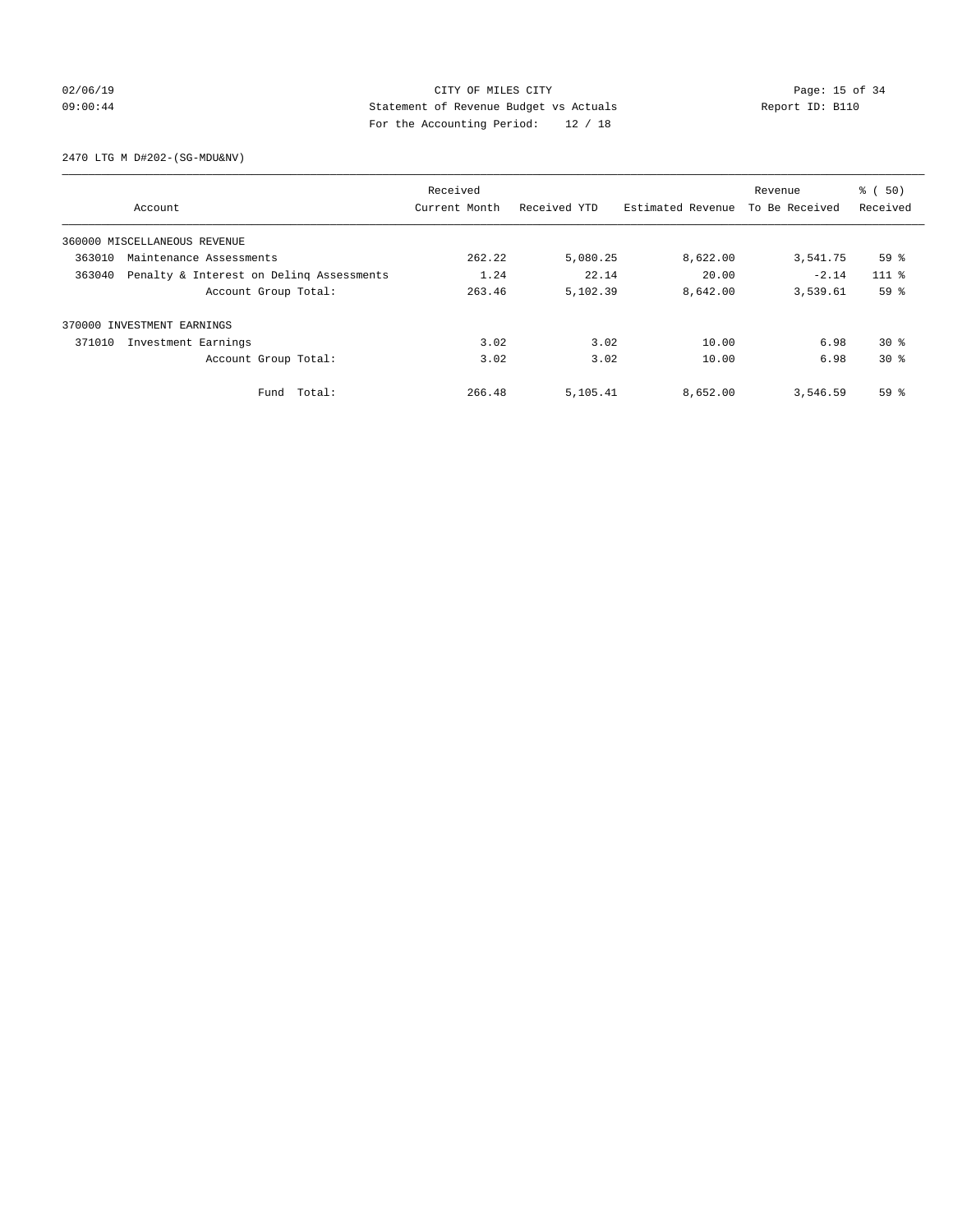CITY OF MILES CITY
Statement of Revenue Budget vs Actuals
For the Accounting Period: 12 / 18

02/06/19
09:00:44

Report ID: B110

2470 LTG M D#202-(SG-MDU&NV)

| Account | Received Current Month | Received YTD | Estimated Revenue | Revenue To Be Received | % ( 50) Received |
|---|---|---|---|---|---|
| 360000 MISCELLANEOUS REVENUE | | | | | |
| 363010 Maintenance Assessments | 262.22 | 5,080.25 | 8,622.00 | 3,541.75 | 59 % |
| 363040 Penalty & Interest on Delinq Assessments | 1.24 | 22.14 | 20.00 | -2.14 | 111 % |
| Account Group Total: | 263.46 | 5,102.39 | 8,642.00 | 3,539.61 | 59 % |
| 370000 INVESTMENT EARNINGS | | | | | |
| 371010 Investment Earnings | 3.02 | 3.02 | 10.00 | 6.98 | 30 % |
| Account Group Total: | 3.02 | 3.02 | 10.00 | 6.98 | 30 % |
| Fund Total: | 266.48 | 5,105.41 | 8,652.00 | 3,546.59 | 59 % |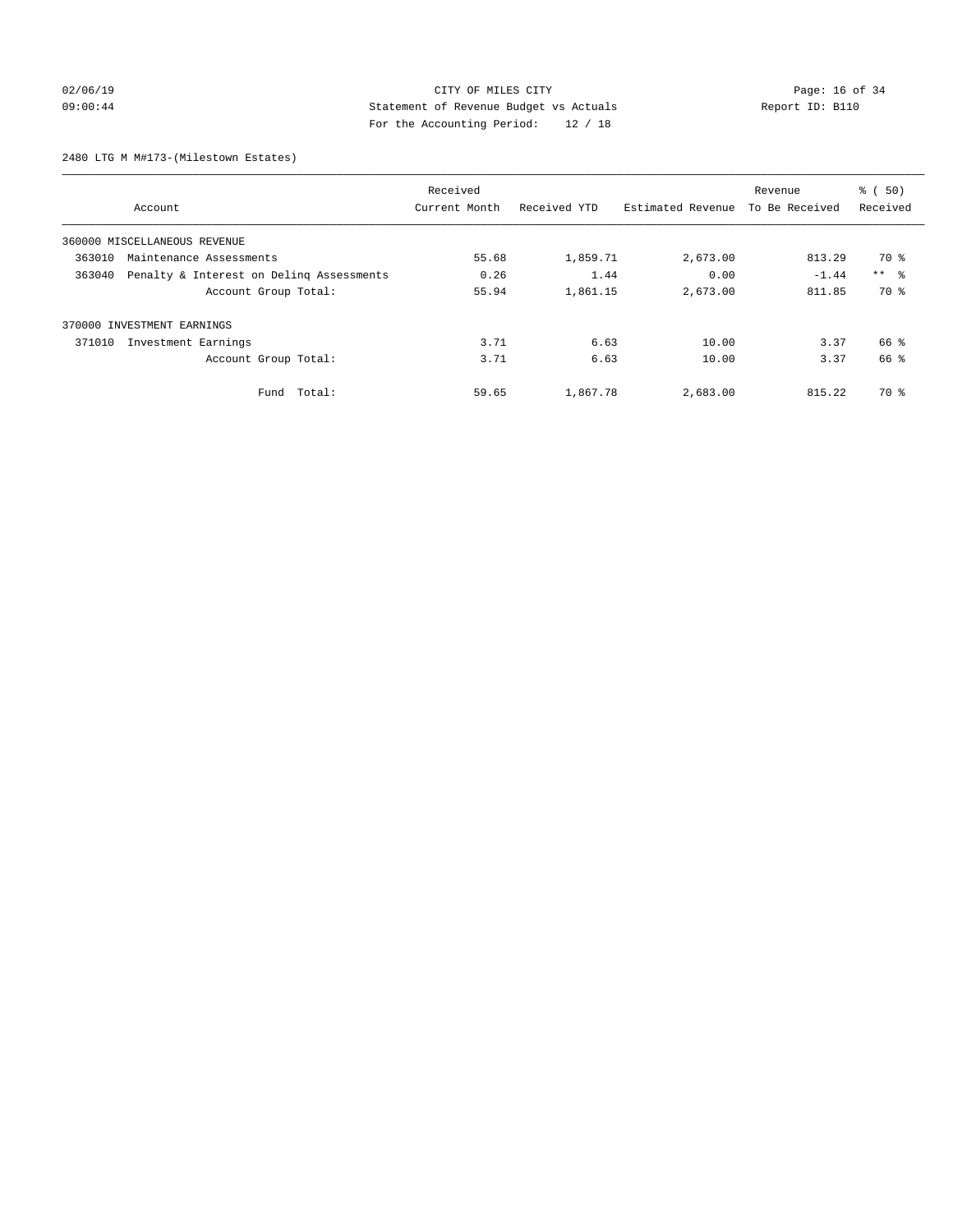CITY OF MILES CITY
Statement of Revenue Budget vs Actuals
For the Accounting Period: 12 / 18

02/06/19
09:00:44

Report ID: B110

2480 LTG M M#173-(Milestown Estates)

| Account | | Received Current Month | Received YTD | Estimated Revenue | Revenue To Be Received | % ( 50) Received |
|---|---|---|---|---|---|---|
| 360000 MISCELLANEOUS REVENUE | | | | | | |
| 363010 | Maintenance Assessments | 55.68 | 1,859.71 | 2,673.00 | 813.29 | 70 % |
| 363040 | Penalty & Interest on Delinq Assessments | 0.26 | 1.44 | 0.00 | -1.44 | ** % |
| | Account Group Total: | 55.94 | 1,861.15 | 2,673.00 | 811.85 | 70 % |
| 370000 INVESTMENT EARNINGS | | | | | | |
| 371010 | Investment Earnings | 3.71 | 6.63 | 10.00 | 3.37 | 66 % |
| | Account Group Total: | 3.71 | 6.63 | 10.00 | 3.37 | 66 % |
| | Fund Total: | 59.65 | 1,867.78 | 2,683.00 | 815.22 | 70 % |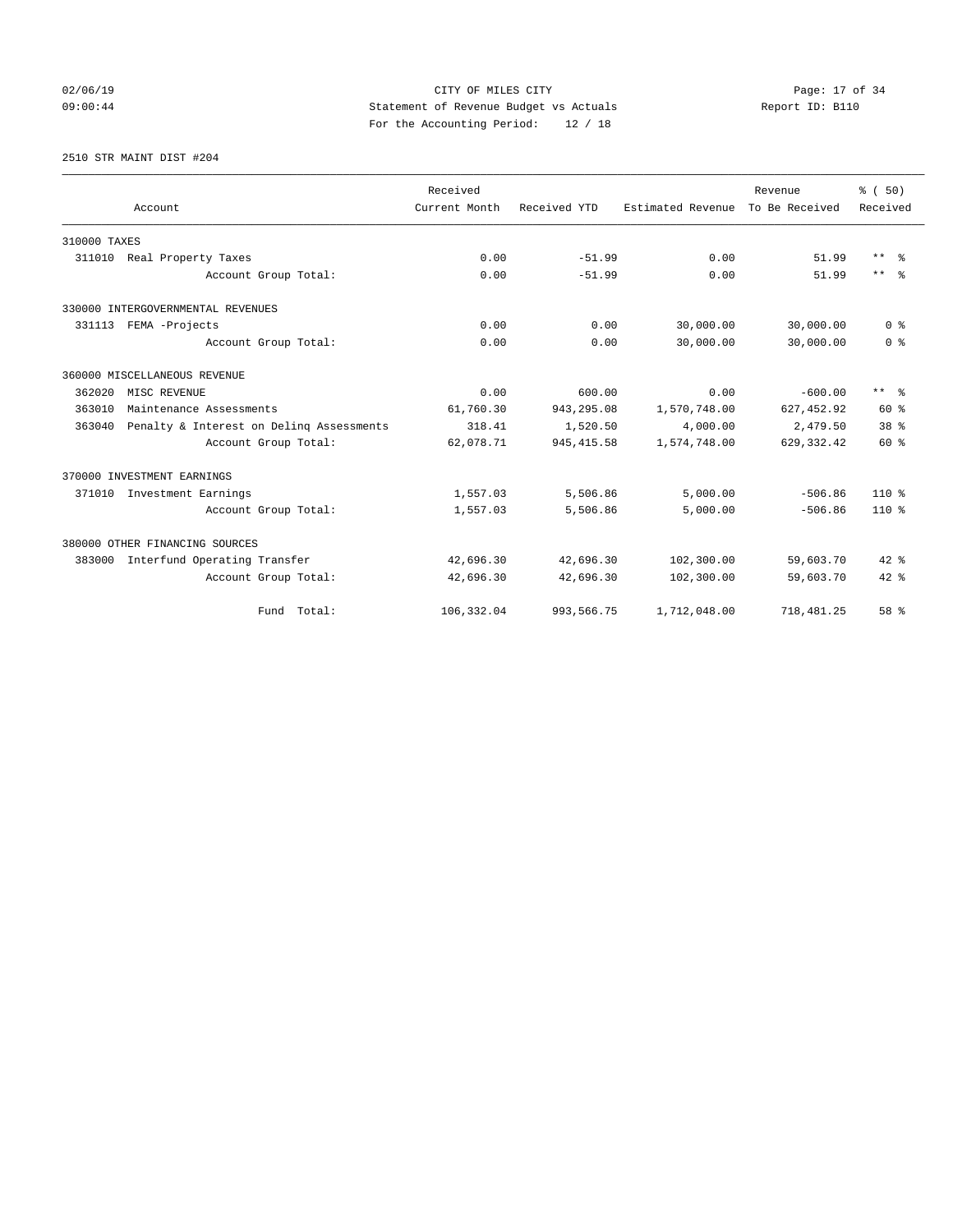CITY OF MILES CITY
Statement of Revenue Budget vs Actuals
For the Accounting Period: 12 / 18

02/06/19
09:00:44

Report ID: B110

2510 STR MAINT DIST #204

| Account | Received Current Month | Received YTD | Estimated Revenue | Revenue To Be Received | % ( 50) Received |
|---|---|---|---|---|---|
| 310000 TAXES | | | | | |
| 311010 Real Property Taxes | 0.00 | -51.99 | 0.00 | 51.99 | ** % |
| Account Group Total: | 0.00 | -51.99 | 0.00 | 51.99 | ** % |
| 330000 INTERGOVERNMENTAL REVENUES | | | | | |
| 331113 FEMA -Projects | 0.00 | 0.00 | 30,000.00 | 30,000.00 | 0 % |
| Account Group Total: | 0.00 | 0.00 | 30,000.00 | 30,000.00 | 0 % |
| 360000 MISCELLANEOUS REVENUE | | | | | |
| 362020 MISC REVENUE | 0.00 | 600.00 | 0.00 | -600.00 | ** % |
| 363010 Maintenance Assessments | 61,760.30 | 943,295.08 | 1,570,748.00 | 627,452.92 | 60 % |
| 363040 Penalty & Interest on Delinq Assessments | 318.41 | 1,520.50 | 4,000.00 | 2,479.50 | 38 % |
| Account Group Total: | 62,078.71 | 945,415.58 | 1,574,748.00 | 629,332.42 | 60 % |
| 370000 INVESTMENT EARNINGS | | | | | |
| 371010 Investment Earnings | 1,557.03 | 5,506.86 | 5,000.00 | -506.86 | 110 % |
| Account Group Total: | 1,557.03 | 5,506.86 | 5,000.00 | -506.86 | 110 % |
| 380000 OTHER FINANCING SOURCES | | | | | |
| 383000 Interfund Operating Transfer | 42,696.30 | 42,696.30 | 102,300.00 | 59,603.70 | 42 % |
| Account Group Total: | 42,696.30 | 42,696.30 | 102,300.00 | 59,603.70 | 42 % |
| Fund Total: | 106,332.04 | 993,566.75 | 1,712,048.00 | 718,481.25 | 58 % |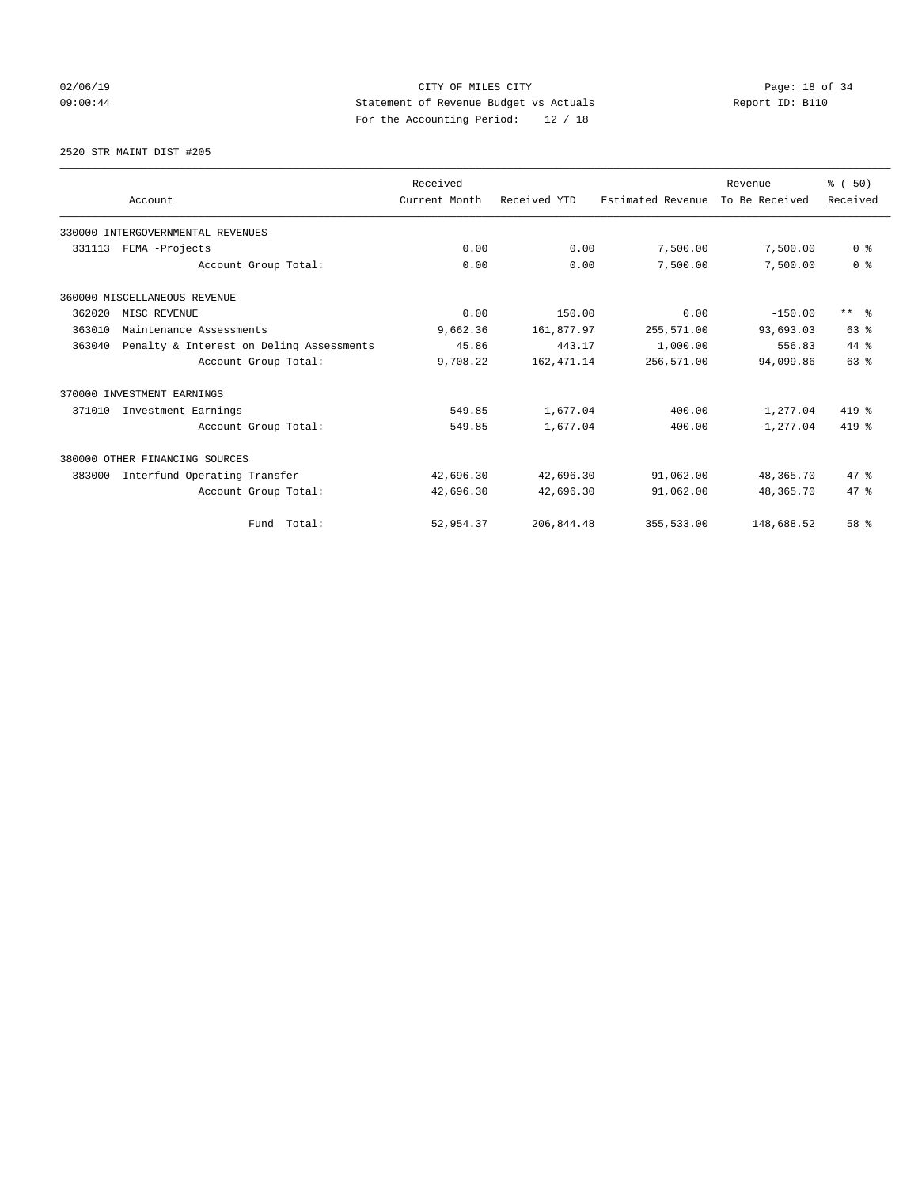02/06/19 CITY OF MILES CITY
09:00:44 Statement of Revenue Budget vs Actuals Report ID: B110
For the Accounting Period: 12 / 18

2520 STR MAINT DIST #205

| Account | Received Current Month | Received YTD | Estimated Revenue | Revenue To Be Received | % ( 50) Received |
|---|---|---|---|---|---|
| 330000 INTERGOVERNMENTAL REVENUES | | | | | |
| 331113 FEMA -Projects | 0.00 | 0.00 | 7,500.00 | 7,500.00 | 0 % |
| Account Group Total: | 0.00 | 0.00 | 7,500.00 | 7,500.00 | 0 % |
| 360000 MISCELLANEOUS REVENUE | | | | | |
| 362020 MISC REVENUE | 0.00 | 150.00 | 0.00 | -150.00 | ** % |
| 363010 Maintenance Assessments | 9,662.36 | 161,877.97 | 255,571.00 | 93,693.03 | 63 % |
| 363040 Penalty & Interest on Delinq Assessments | 45.86 | 443.17 | 1,000.00 | 556.83 | 44 % |
| Account Group Total: | 9,708.22 | 162,471.14 | 256,571.00 | 94,099.86 | 63 % |
| 370000 INVESTMENT EARNINGS | | | | | |
| 371010 Investment Earnings | 549.85 | 1,677.04 | 400.00 | -1,277.04 | 419 % |
| Account Group Total: | 549.85 | 1,677.04 | 400.00 | -1,277.04 | 419 % |
| 380000 OTHER FINANCING SOURCES | | | | | |
| 383000 Interfund Operating Transfer | 42,696.30 | 42,696.30 | 91,062.00 | 48,365.70 | 47 % |
| Account Group Total: | 42,696.30 | 42,696.30 | 91,062.00 | 48,365.70 | 47 % |
| Fund Total: | 52,954.37 | 206,844.48 | 355,533.00 | 148,688.52 | 58 % |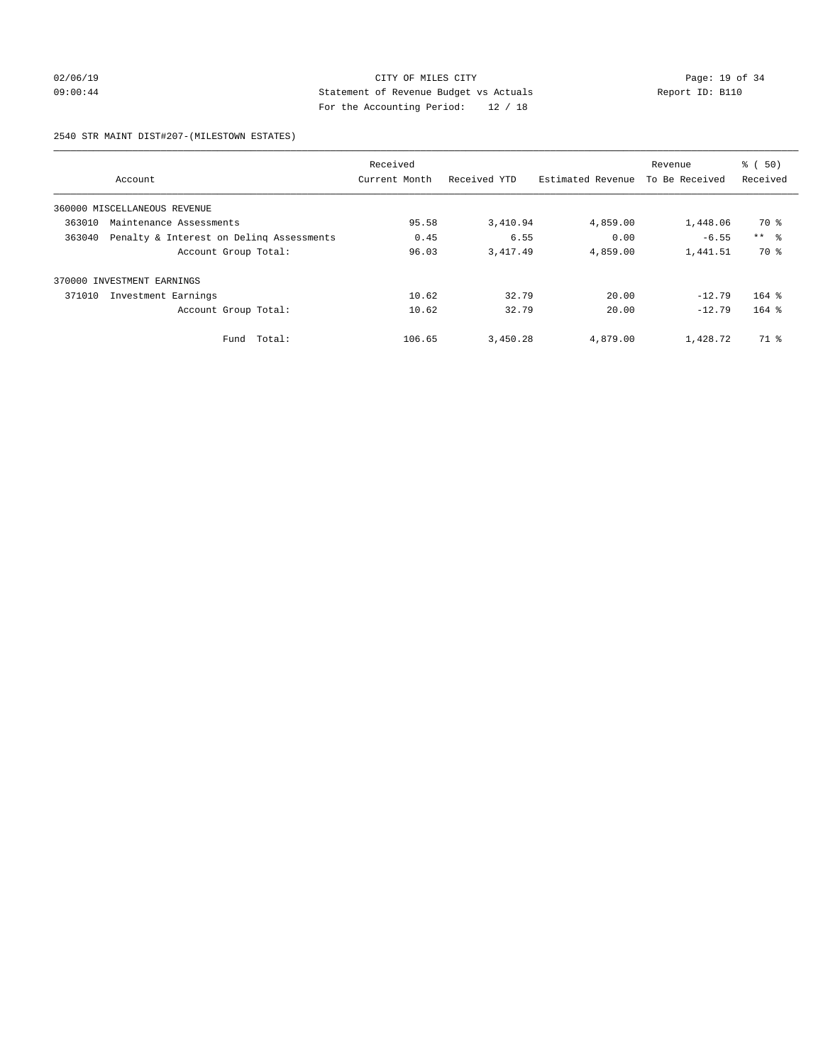CITY OF MILES CITY
Statement of Revenue Budget vs Actuals
For the Accounting Period: 12 / 18

02/06/19 09:00:44 — Report ID: B110

## 2540 STR MAINT DIST#207-(MILESTOWN ESTATES)

| Account | Received Current Month | Received YTD | Estimated Revenue | Revenue To Be Received | % ( 50) Received |
|---|---|---|---|---|---|
| 360000 MISCELLANEOUS REVENUE | | | | | |
| 363010 Maintenance Assessments | 95.58 | 3,410.94 | 4,859.00 | 1,448.06 | 70 % |
| 363040 Penalty & Interest on Delinq Assessments | 0.45 | 6.55 | 0.00 | -6.55 | ** % |
| Account Group Total: | 96.03 | 3,417.49 | 4,859.00 | 1,441.51 | 70 % |
| 370000 INVESTMENT EARNINGS | | | | | |
| 371010 Investment Earnings | 10.62 | 32.79 | 20.00 | -12.79 | 164 % |
| Account Group Total: | 10.62 | 32.79 | 20.00 | -12.79 | 164 % |
| Fund Total: | 106.65 | 3,450.28 | 4,879.00 | 1,428.72 | 71 % |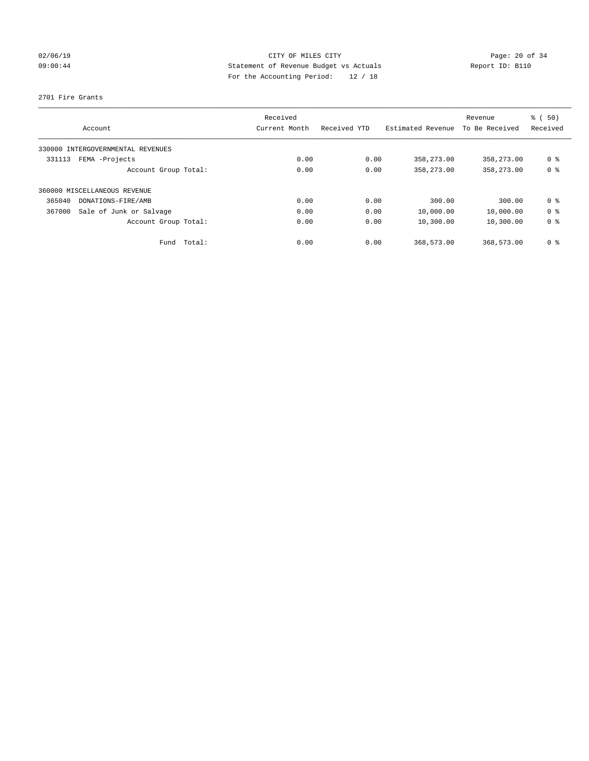CITY OF MILES CITY
Statement of Revenue Budget vs Actuals
For the Accounting Period: 12 / 18

02/06/19
09:00:44

Report ID: B110

2701 Fire Grants

| Account | Received Current Month | Received YTD | Estimated Revenue | Revenue To Be Received | % ( 50) Received |
|---|---|---|---|---|---|
| 330000 INTERGOVERNMENTAL REVENUES | | | | | |
| 331113 FEMA -Projects | 0.00 | 0.00 | 358,273.00 | 358,273.00 | 0 % |
| Account Group Total: | 0.00 | 0.00 | 358,273.00 | 358,273.00 | 0 % |
| 360000 MISCELLANEOUS REVENUE | | | | | |
| 365040 DONATIONS-FIRE/AMB | 0.00 | 0.00 | 300.00 | 300.00 | 0 % |
| 367000 Sale of Junk or Salvage | 0.00 | 0.00 | 10,000.00 | 10,000.00 | 0 % |
| Account Group Total: | 0.00 | 0.00 | 10,300.00 | 10,300.00 | 0 % |
| Fund Total: | 0.00 | 0.00 | 368,573.00 | 368,573.00 | 0 % |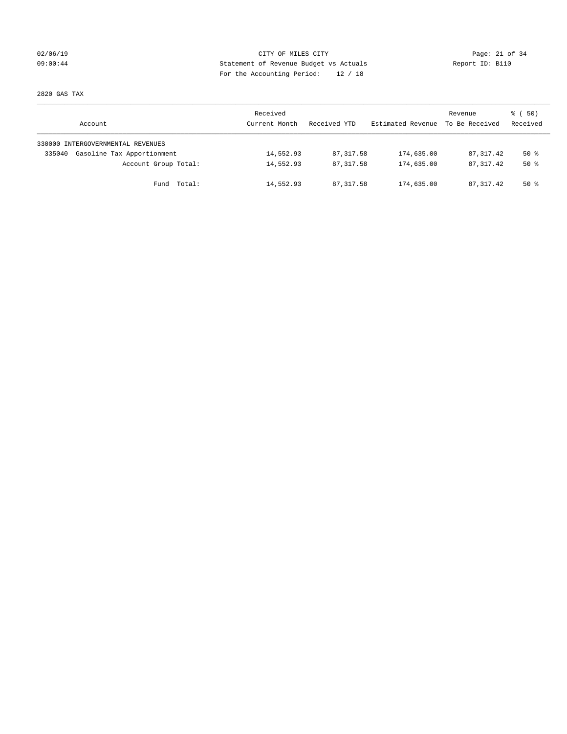CITY OF MILES CITY

Statement of Revenue Budget vs Actuals

For the Accounting Period: 12 / 18

02/06/19 09:00:44 Report ID: B110

2820 GAS TAX

| Account | Received Current Month | Received YTD | Estimated Revenue | Revenue To Be Received | % ( 50) Received |
|---|---|---|---|---|---|
| 330000 INTERGOVERNMENTAL REVENUES | | | | | |
| 335040 Gasoline Tax Apportionment | 14,552.93 | 87,317.58 | 174,635.00 | 87,317.42 | 50 % |
| Account Group Total: | 14,552.93 | 87,317.58 | 174,635.00 | 87,317.42 | 50 % |
| Fund Total: | 14,552.93 | 87,317.58 | 174,635.00 | 87,317.42 | 50 % |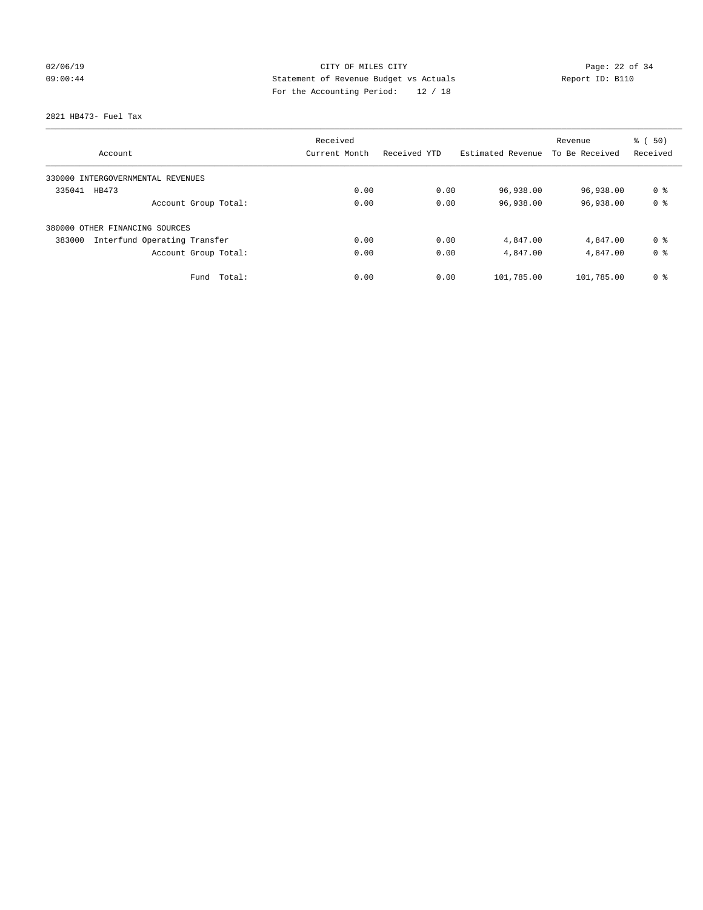CITY OF MILES CITY
Statement of Revenue Budget vs Actuals
For the Accounting Period: 12 / 18

02/06/19
09:00:44

Report ID: B110

2821 HB473- Fuel Tax

| Account | Received Current Month | Received YTD | Estimated Revenue | Revenue To Be Received | % ( 50) Received |
|---|---|---|---|---|---|
| 330000 INTERGOVERNMENTAL REVENUES | | | | | |
| 335041 HB473 | 0.00 | 0.00 | 96,938.00 | 96,938.00 | 0 % |
| Account Group Total: | 0.00 | 0.00 | 96,938.00 | 96,938.00 | 0 % |
| 380000 OTHER FINANCING SOURCES | | | | | |
| 383000 Interfund Operating Transfer | 0.00 | 0.00 | 4,847.00 | 4,847.00 | 0 % |
| Account Group Total: | 0.00 | 0.00 | 4,847.00 | 4,847.00 | 0 % |
| Fund Total: | 0.00 | 0.00 | 101,785.00 | 101,785.00 | 0 % |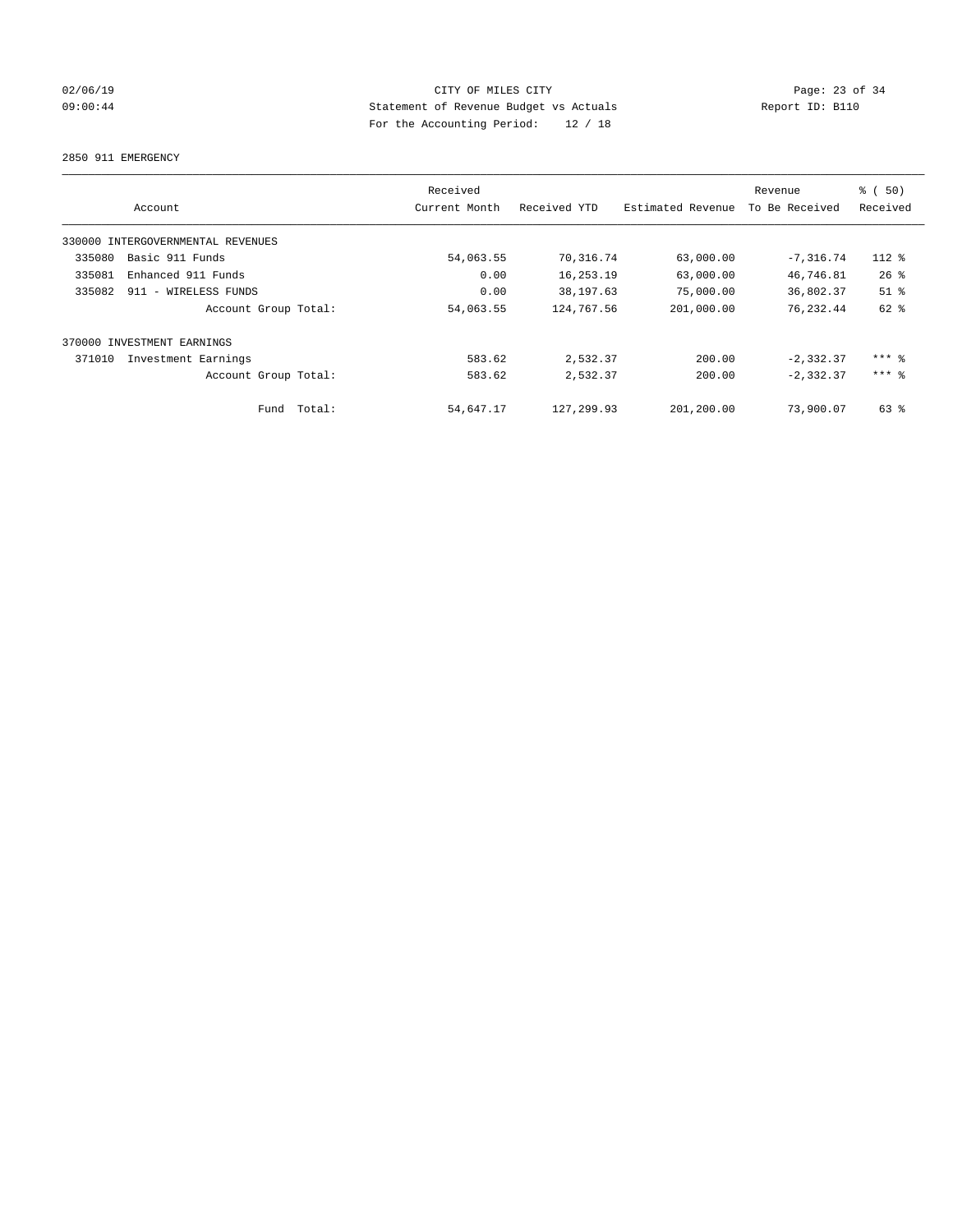CITY OF MILES CITY
Statement of Revenue Budget vs Actuals
For the Accounting Period: 12 / 18

02/06/19
09:00:44

Report ID: B110

2850 911 EMERGENCY

| Account | Received Current Month | Received YTD | Estimated Revenue | Revenue To Be Received | % ( 50) Received |
|---|---|---|---|---|---|
| 330000 INTERGOVERNMENTAL REVENUES | | | | | |
| 335080 Basic 911 Funds | 54,063.55 | 70,316.74 | 63,000.00 | -7,316.74 | 112 % |
| 335081 Enhanced 911 Funds | 0.00 | 16,253.19 | 63,000.00 | 46,746.81 | 26 % |
| 335082 911 - WIRELESS FUNDS | 0.00 | 38,197.63 | 75,000.00 | 36,802.37 | 51 % |
| Account Group Total: | 54,063.55 | 124,767.56 | 201,000.00 | 76,232.44 | 62 % |
| 370000 INVESTMENT EARNINGS | | | | | |
| 371010 Investment Earnings | 583.62 | 2,532.37 | 200.00 | -2,332.37 | *** % |
| Account Group Total: | 583.62 | 2,532.37 | 200.00 | -2,332.37 | *** % |
| Fund Total: | 54,647.17 | 127,299.93 | 201,200.00 | 73,900.07 | 63 % |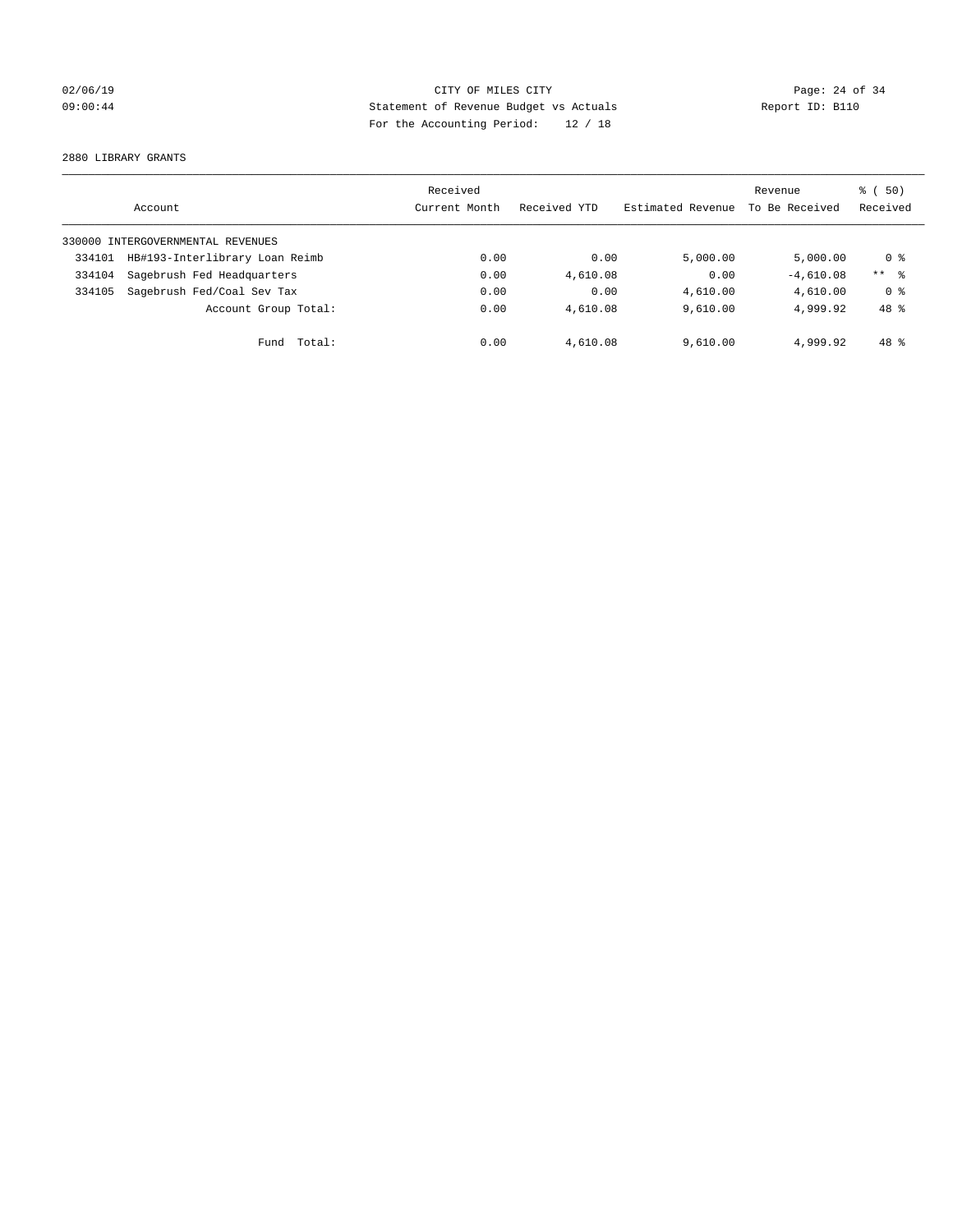CITY OF MILES CITY
Statement of Revenue Budget vs Actuals
For the Accounting Period: 12 / 18

02/06/19
09:00:44

Report ID: B110

2880 LIBRARY GRANTS

| Account | Received Current Month | Received YTD | Estimated Revenue | Revenue To Be Received | % ( 50) Received |
|---|---|---|---|---|---|
| 330000 INTERGOVERNMENTAL REVENUES | | | | | |
| 334101 HB#193-Interlibrary Loan Reimb | 0.00 | 0.00 | 5,000.00 | 5,000.00 | 0 % |
| 334104 Sagebrush Fed Headquarters | 0.00 | 4,610.08 | 0.00 | -4,610.08 | ** % |
| 334105 Sagebrush Fed/Coal Sev Tax | 0.00 | 0.00 | 4,610.00 | 4,610.00 | 0 % |
| Account Group Total: | 0.00 | 4,610.08 | 9,610.00 | 4,999.92 | 48 % |
| Fund Total: | 0.00 | 4,610.08 | 9,610.00 | 4,999.92 | 48 % |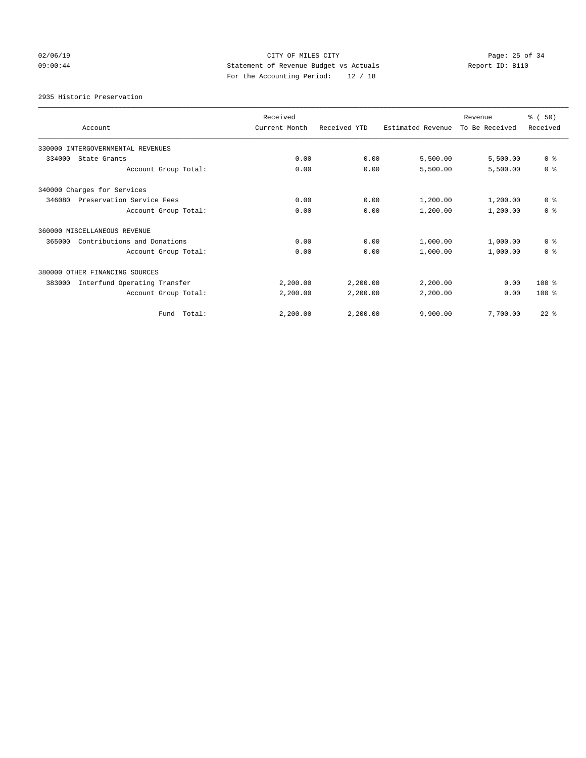CITY OF MILES CITY
Statement of Revenue Budget vs Actuals
For the Accounting Period: 12 / 18

02/06/19
09:00:44

Report ID: B110

2935 Historic Preservation

| Account | Received Current Month | Received YTD | Estimated Revenue | Revenue To Be Received | % ( 50) Received |
|---|---|---|---|---|---|
| 330000 INTERGOVERNMENTAL REVENUES | | | | | |
| 334000 State Grants | 0.00 | 0.00 | 5,500.00 | 5,500.00 | 0 % |
| Account Group Total: | 0.00 | 0.00 | 5,500.00 | 5,500.00 | 0 % |
| 340000 Charges for Services | | | | | |
| 346080 Preservation Service Fees | 0.00 | 0.00 | 1,200.00 | 1,200.00 | 0 % |
| Account Group Total: | 0.00 | 0.00 | 1,200.00 | 1,200.00 | 0 % |
| 360000 MISCELLANEOUS REVENUE | | | | | |
| 365000 Contributions and Donations | 0.00 | 0.00 | 1,000.00 | 1,000.00 | 0 % |
| Account Group Total: | 0.00 | 0.00 | 1,000.00 | 1,000.00 | 0 % |
| 380000 OTHER FINANCING SOURCES | | | | | |
| 383000 Interfund Operating Transfer | 2,200.00 | 2,200.00 | 2,200.00 | 0.00 | 100 % |
| Account Group Total: | 2,200.00 | 2,200.00 | 2,200.00 | 0.00 | 100 % |
| Fund Total: | 2,200.00 | 2,200.00 | 9,900.00 | 7,700.00 | 22 % |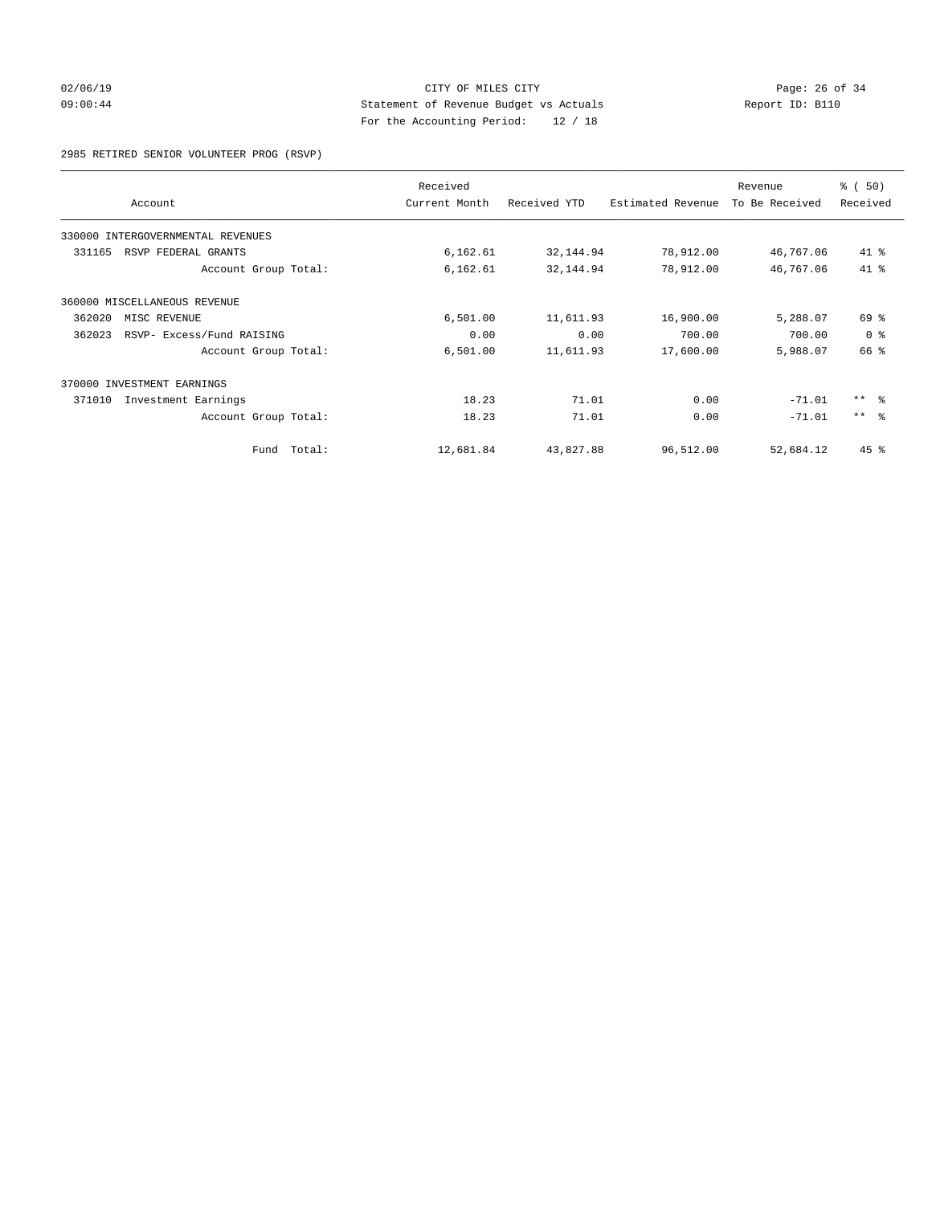CITY OF MILES CITY
Statement of Revenue Budget vs Actuals
For the Accounting Period: 12 / 18

02/06/19
09:00:44

Report ID: B110

2985 RETIRED SENIOR VOLUNTEER PROG (RSVP)

| Account | Received Current Month | Received YTD | Estimated Revenue | Revenue To Be Received | % ( 50) Received |
|---|---|---|---|---|---|
| 330000 INTERGOVERNMENTAL REVENUES | | | | | |
| 331165 RSVP FEDERAL GRANTS | 6,162.61 | 32,144.94 | 78,912.00 | 46,767.06 | 41 % |
| Account Group Total: | 6,162.61 | 32,144.94 | 78,912.00 | 46,767.06 | 41 % |
| 360000 MISCELLANEOUS REVENUE | | | | | |
| 362020 MISC REVENUE | 6,501.00 | 11,611.93 | 16,900.00 | 5,288.07 | 69 % |
| 362023 RSVP- Excess/Fund RAISING | 0.00 | 0.00 | 700.00 | 700.00 | 0 % |
| Account Group Total: | 6,501.00 | 11,611.93 | 17,600.00 | 5,988.07 | 66 % |
| 370000 INVESTMENT EARNINGS | | | | | |
| 371010 Investment Earnings | 18.23 | 71.01 | 0.00 | -71.01 | ** % |
| Account Group Total: | 18.23 | 71.01 | 0.00 | -71.01 | ** % |
| Fund Total: | 12,681.84 | 43,827.88 | 96,512.00 | 52,684.12 | 45 % |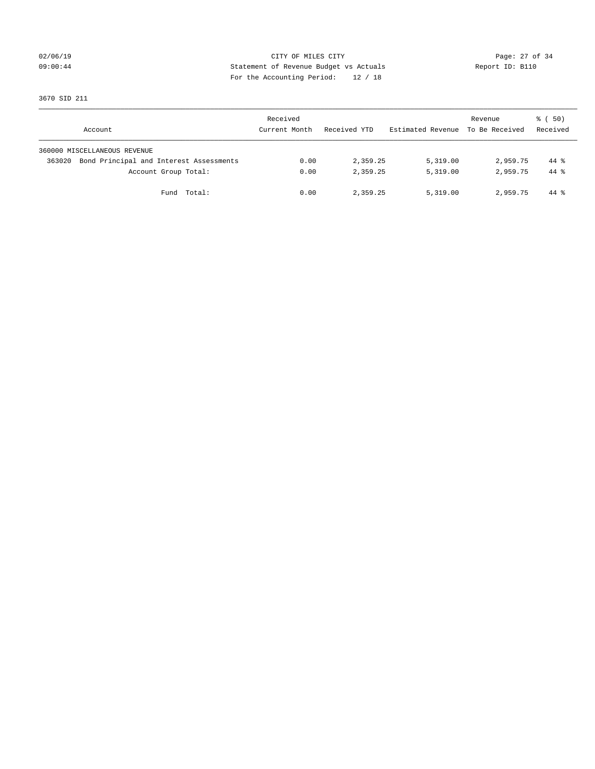CITY OF MILES CITY

Statement of Revenue Budget vs Actuals

For the Accounting Period: 12 / 18

02/06/19 09:00:44 Report ID: B110

3670 SID 211

| Account | Received Current Month | Received YTD | Estimated Revenue | Revenue To Be Received | % ( 50) Received |
|---|---|---|---|---|---|
| 360000 MISCELLANEOUS REVENUE | | | | | |
| 363020 Bond Principal and Interest Assessments | 0.00 | 2,359.25 | 5,319.00 | 2,959.75 | 44 % |
| Account Group Total: | 0.00 | 2,359.25 | 5,319.00 | 2,959.75 | 44 % |
| Fund Total: | 0.00 | 2,359.25 | 5,319.00 | 2,959.75 | 44 % |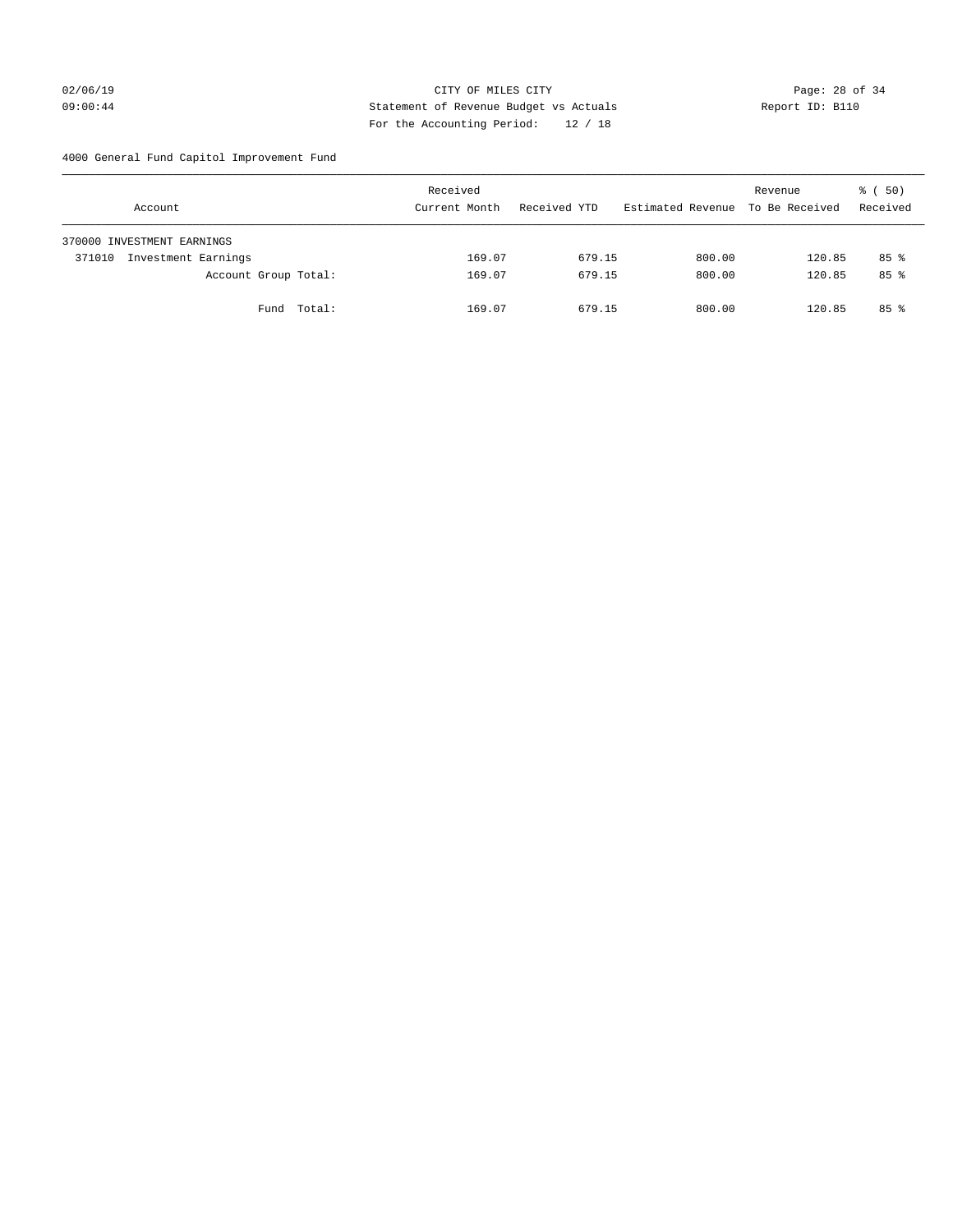CITY OF MILES CITY
Statement of Revenue Budget vs Actuals
For the Accounting Period: 12 / 18

02/06/19
09:00:44

Report ID: B110

4000 General Fund Capitol Improvement Fund

| Account | Received Current Month | Received YTD | Estimated Revenue | Revenue To Be Received | % ( 50) Received |
|---|---|---|---|---|---|
| 370000 INVESTMENT EARNINGS | | | | | |
| 371010 Investment Earnings | 169.07 | 679.15 | 800.00 | 120.85 | 85 % |
| Account Group Total: | 169.07 | 679.15 | 800.00 | 120.85 | 85 % |
| Fund Total: | 169.07 | 679.15 | 800.00 | 120.85 | 85 % |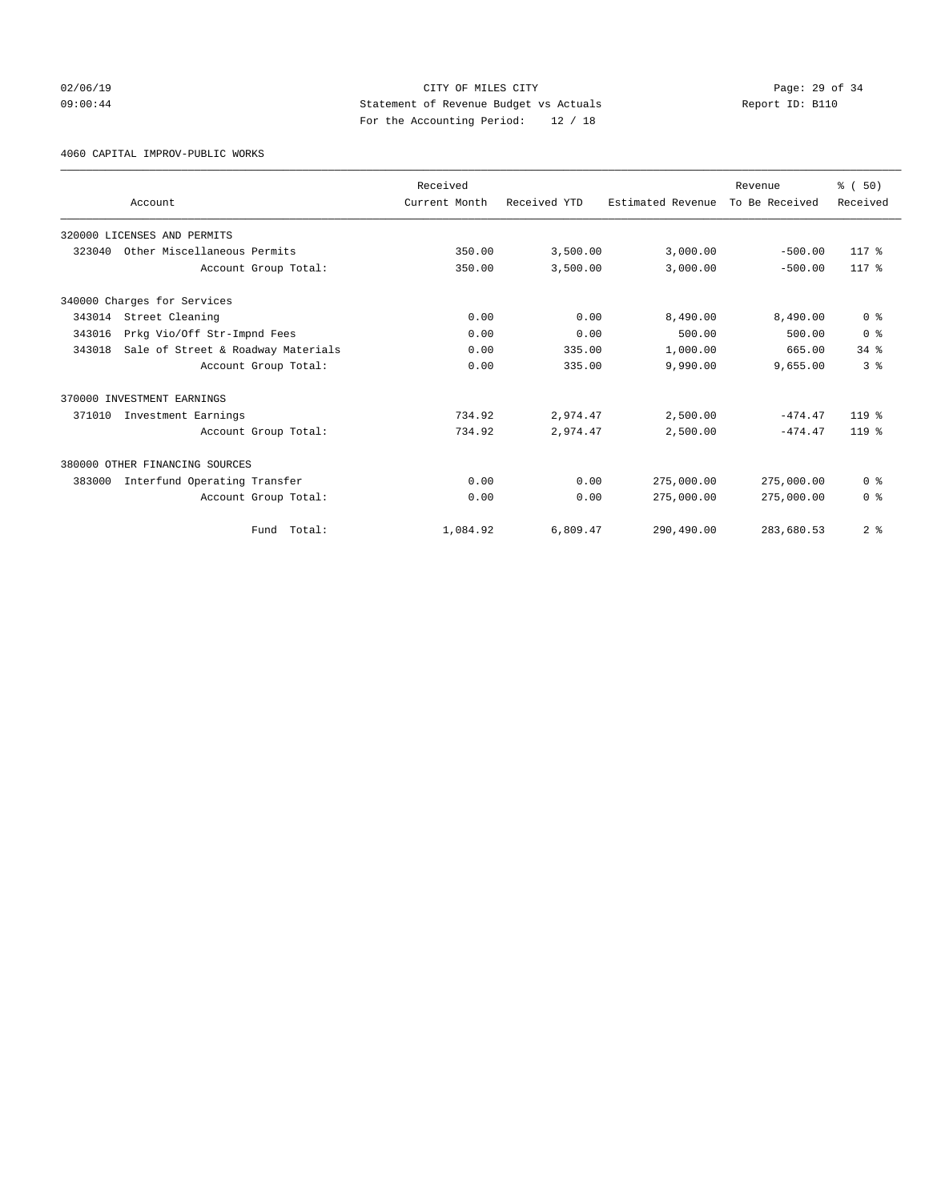CITY OF MILES CITY

Statement of Revenue Budget vs Actuals

For the Accounting Period: 12 / 18

4060 CAPITAL IMPROV-PUBLIC WORKS

| Account | Received Current Month | Received YTD | Estimated Revenue | Revenue To Be Received | % ( 50) Received |
|---|---|---|---|---|---|
| 320000 LICENSES AND PERMITS | | | | | |
| 323040 Other Miscellaneous Permits | 350.00 | 3,500.00 | 3,000.00 | -500.00 | 117 % |
| Account Group Total: | 350.00 | 3,500.00 | 3,000.00 | -500.00 | 117 % |
| 340000 Charges for Services | | | | | |
| 343014 Street Cleaning | 0.00 | 0.00 | 8,490.00 | 8,490.00 | 0 % |
| 343016 Prkg Vio/Off Str-Impnd Fees | 0.00 | 0.00 | 500.00 | 500.00 | 0 % |
| 343018 Sale of Street & Roadway Materials | 0.00 | 335.00 | 1,000.00 | 665.00 | 34 % |
| Account Group Total: | 0.00 | 335.00 | 9,990.00 | 9,655.00 | 3 % |
| 370000 INVESTMENT EARNINGS | | | | | |
| 371010 Investment Earnings | 734.92 | 2,974.47 | 2,500.00 | -474.47 | 119 % |
| Account Group Total: | 734.92 | 2,974.47 | 2,500.00 | -474.47 | 119 % |
| 380000 OTHER FINANCING SOURCES | | | | | |
| 383000 Interfund Operating Transfer | 0.00 | 0.00 | 275,000.00 | 275,000.00 | 0 % |
| Account Group Total: | 0.00 | 0.00 | 275,000.00 | 275,000.00 | 0 % |
| Fund Total: | 1,084.92 | 6,809.47 | 290,490.00 | 283,680.53 | 2 % |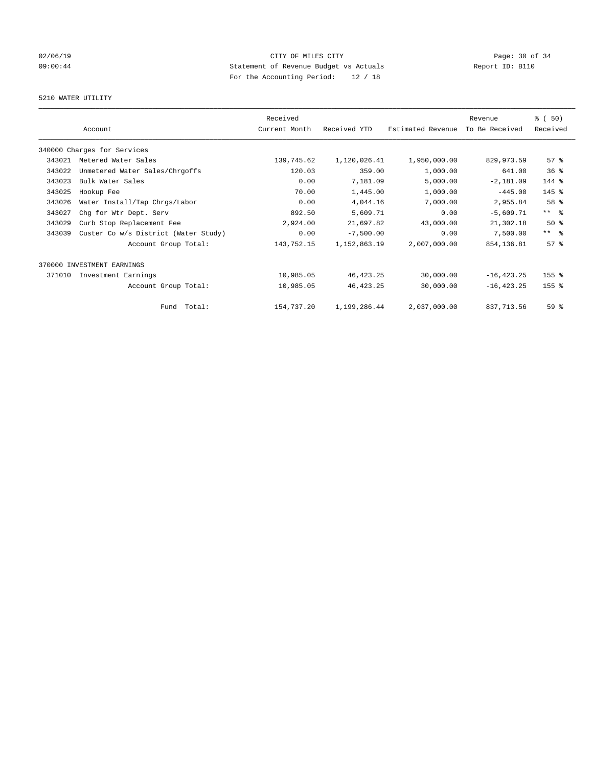CITY OF MILES CITY

Statement of Revenue Budget vs Actuals

For the Accounting Period: 12 / 18

02/06/19 09:00:44

Report ID: B110

5210 WATER UTILITY

| Account | | Received Current Month | Received YTD | Estimated Revenue | Revenue To Be Received | % ( 50) Received |
|---|---|---|---|---|---|---|
| 340000 Charges for Services | | | | | | |
| 343021 | Metered Water Sales | 139,745.62 | 1,120,026.41 | 1,950,000.00 | 829,973.59 | 57 % |
| 343022 | Unmetered Water Sales/Chrgoffs | 120.03 | 359.00 | 1,000.00 | 641.00 | 36 % |
| 343023 | Bulk Water Sales | 0.00 | 7,181.09 | 5,000.00 | -2,181.09 | 144 % |
| 343025 | Hookup Fee | 70.00 | 1,445.00 | 1,000.00 | -445.00 | 145 % |
| 343026 | Water Install/Tap Chrgs/Labor | 0.00 | 4,044.16 | 7,000.00 | 2,955.84 | 58 % |
| 343027 | Chg for Wtr Dept. Serv | 892.50 | 5,609.71 | 0.00 | -5,609.71 | ** % |
| 343029 | Curb Stop Replacement Fee | 2,924.00 | 21,697.82 | 43,000.00 | 21,302.18 | 50 % |
| 343039 | Custer Co w/s District (Water Study) | 0.00 | -7,500.00 | 0.00 | 7,500.00 | ** % |
| | Account Group Total: | 143,752.15 | 1,152,863.19 | 2,007,000.00 | 854,136.81 | 57 % |
| 370000 INVESTMENT EARNINGS | | | | | | |
| 371010 | Investment Earnings | 10,985.05 | 46,423.25 | 30,000.00 | -16,423.25 | 155 % |
| | Account Group Total: | 10,985.05 | 46,423.25 | 30,000.00 | -16,423.25 | 155 % |
| | Fund Total: | 154,737.20 | 1,199,286.44 | 2,037,000.00 | 837,713.56 | 59 % |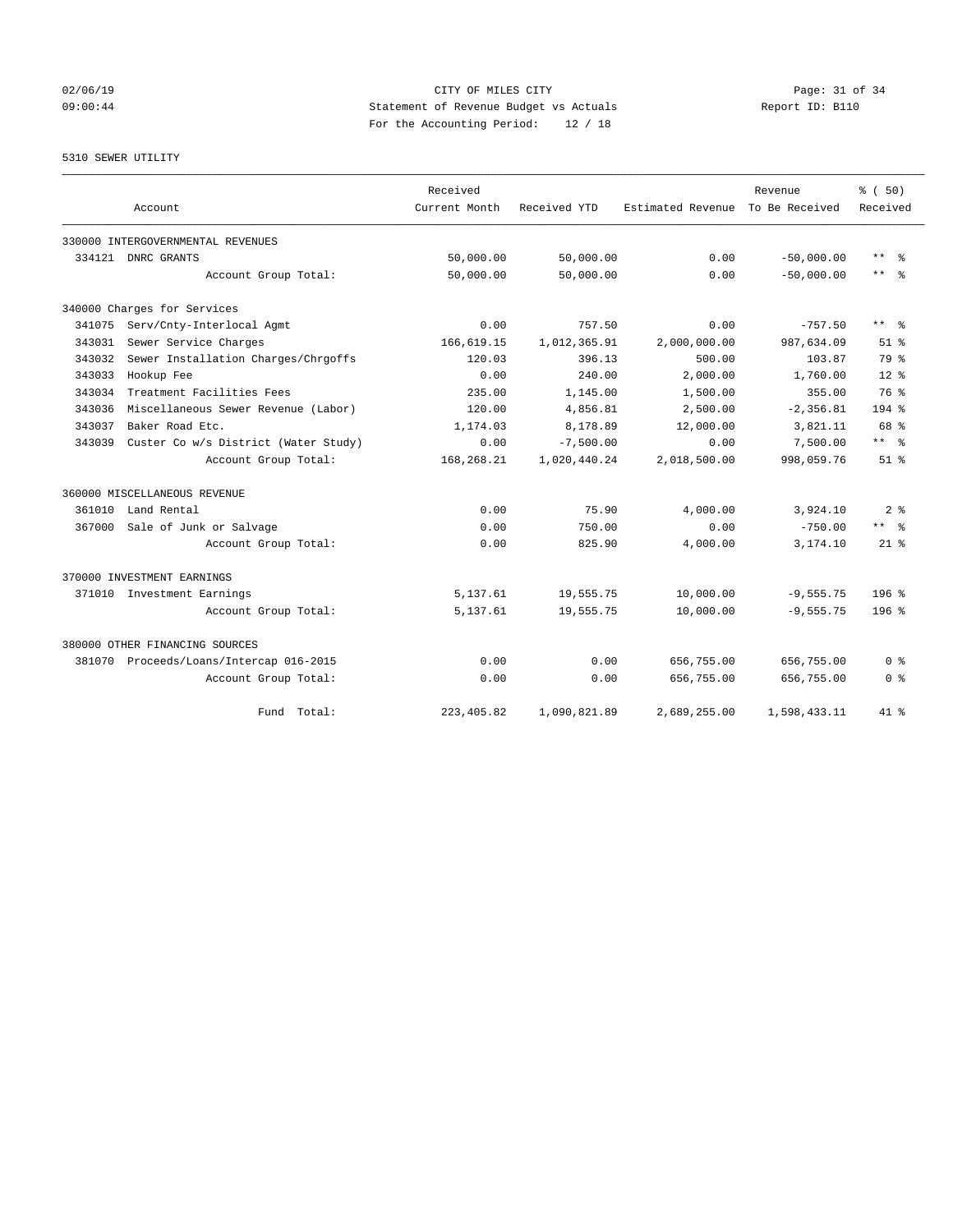CITY OF MILES CITY
Statement of Revenue Budget vs Actuals
For the Accounting Period: 12 / 18

02/06/19
09:00:44

Report ID: B110

5310 SEWER UTILITY

| Account | | Received Current Month | Received YTD | Estimated Revenue | Revenue To Be Received | % ( 50) Received |
|---|---|---|---|---|---|---|
| 330000 INTERGOVERNMENTAL REVENUES | | | | | | |
| 334121 | DNRC GRANTS | 50,000.00 | 50,000.00 | 0.00 | -50,000.00 | ** % |
| | Account Group Total: | 50,000.00 | 50,000.00 | 0.00 | -50,000.00 | ** % |
| 340000 Charges for Services | | | | | | |
| 341075 | Serv/Cnty-Interlocal Agmt | 0.00 | 757.50 | 0.00 | -757.50 | ** % |
| 343031 | Sewer Service Charges | 166,619.15 | 1,012,365.91 | 2,000,000.00 | 987,634.09 | 51 % |
| 343032 | Sewer Installation Charges/Chrgoffs | 120.03 | 396.13 | 500.00 | 103.87 | 79 % |
| 343033 | Hookup Fee | 0.00 | 240.00 | 2,000.00 | 1,760.00 | 12 % |
| 343034 | Treatment Facilities Fees | 235.00 | 1,145.00 | 1,500.00 | 355.00 | 76 % |
| 343036 | Miscellaneous Sewer Revenue (Labor) | 120.00 | 4,856.81 | 2,500.00 | -2,356.81 | 194 % |
| 343037 | Baker Road Etc. | 1,174.03 | 8,178.89 | 12,000.00 | 3,821.11 | 68 % |
| 343039 | Custer Co w/s District (Water Study) | 0.00 | -7,500.00 | 0.00 | 7,500.00 | ** % |
| | Account Group Total: | 168,268.21 | 1,020,440.24 | 2,018,500.00 | 998,059.76 | 51 % |
| 360000 MISCELLANEOUS REVENUE | | | | | | |
| 361010 | Land Rental | 0.00 | 75.90 | 4,000.00 | 3,924.10 | 2 % |
| 367000 | Sale of Junk or Salvage | 0.00 | 750.00 | 0.00 | -750.00 | ** % |
| | Account Group Total: | 0.00 | 825.90 | 4,000.00 | 3,174.10 | 21 % |
| 370000 INVESTMENT EARNINGS | | | | | | |
| 371010 | Investment Earnings | 5,137.61 | 19,555.75 | 10,000.00 | -9,555.75 | 196 % |
| | Account Group Total: | 5,137.61 | 19,555.75 | 10,000.00 | -9,555.75 | 196 % |
| 380000 OTHER FINANCING SOURCES | | | | | | |
| 381070 | Proceeds/Loans/Intercap 016-2015 | 0.00 | 0.00 | 656,755.00 | 656,755.00 | 0 % |
| | Account Group Total: | 0.00 | 0.00 | 656,755.00 | 656,755.00 | 0 % |
| | Fund Total: | 223,405.82 | 1,090,821.89 | 2,689,255.00 | 1,598,433.11 | 41 % |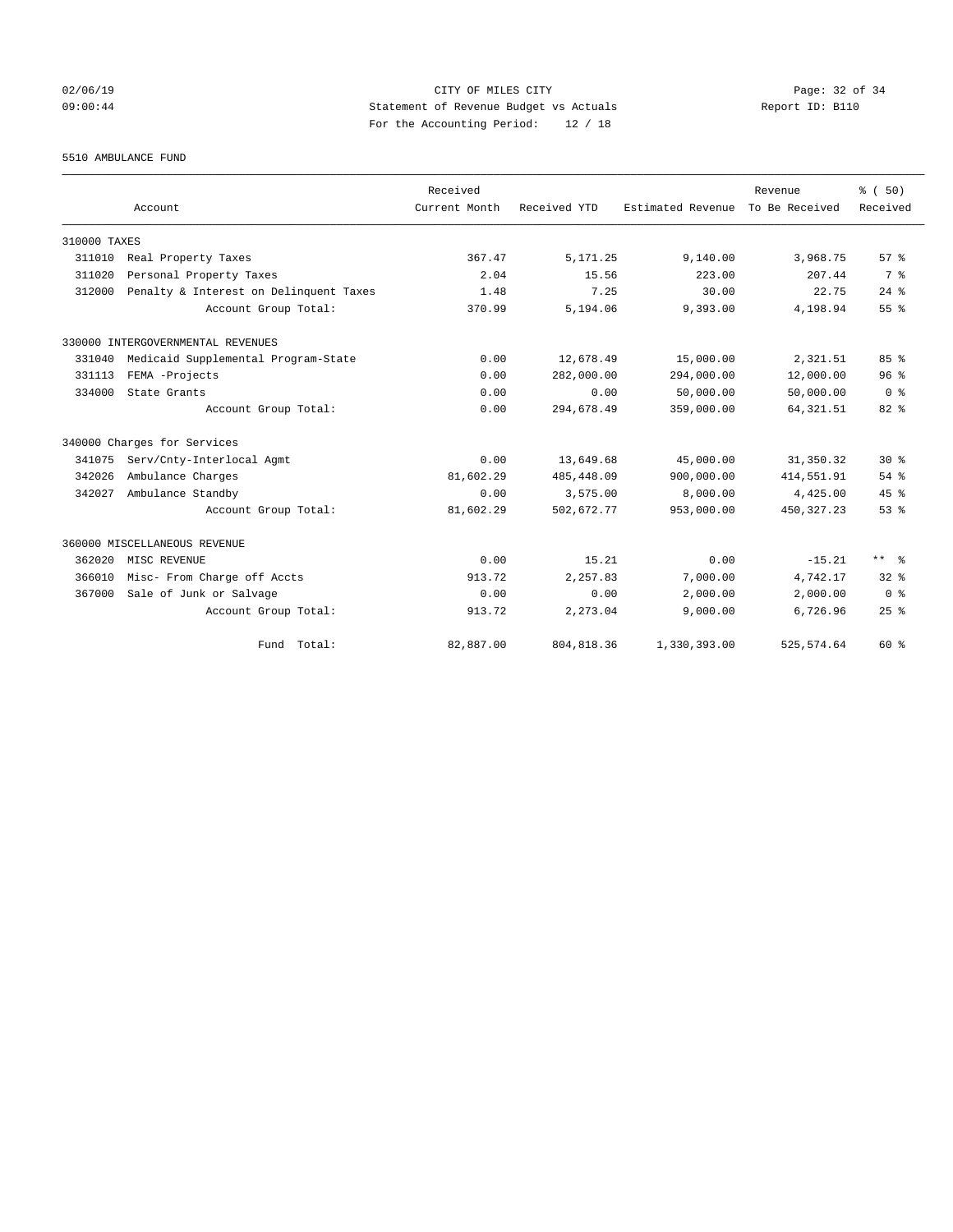CITY OF MILES CITY

Statement of Revenue Budget vs Actuals

For the Accounting Period: 12 / 18

5510 AMBULANCE FUND

| Account | | Received Current Month | Received YTD | Estimated Revenue | Revenue To Be Received | % ( 50) Received |
|---|---|---|---|---|---|---|
| 310000 TAXES | | | | | | |
| 311010 | Real Property Taxes | 367.47 | 5,171.25 | 9,140.00 | 3,968.75 | 57 % |
| 311020 | Personal Property Taxes | 2.04 | 15.56 | 223.00 | 207.44 | 7 % |
| 312000 | Penalty & Interest on Delinquent Taxes | 1.48 | 7.25 | 30.00 | 22.75 | 24 % |
| | Account Group Total: | 370.99 | 5,194.06 | 9,393.00 | 4,198.94 | 55 % |
| 330000 INTERGOVERNMENTAL REVENUES | | | | | | |
| 331040 | Medicaid Supplemental Program-State | 0.00 | 12,678.49 | 15,000.00 | 2,321.51 | 85 % |
| 331113 | FEMA -Projects | 0.00 | 282,000.00 | 294,000.00 | 12,000.00 | 96 % |
| 334000 | State Grants | 0.00 | 0.00 | 50,000.00 | 50,000.00 | 0 % |
| | Account Group Total: | 0.00 | 294,678.49 | 359,000.00 | 64,321.51 | 82 % |
| 340000 Charges for Services | | | | | | |
| 341075 | Serv/Cnty-Interlocal Agmt | 0.00 | 13,649.68 | 45,000.00 | 31,350.32 | 30 % |
| 342026 | Ambulance Charges | 81,602.29 | 485,448.09 | 900,000.00 | 414,551.91 | 54 % |
| 342027 | Ambulance Standby | 0.00 | 3,575.00 | 8,000.00 | 4,425.00 | 45 % |
| | Account Group Total: | 81,602.29 | 502,672.77 | 953,000.00 | 450,327.23 | 53 % |
| 360000 MISCELLANEOUS REVENUE | | | | | | |
| 362020 | MISC REVENUE | 0.00 | 15.21 | 0.00 | -15.21 | ** % |
| 366010 | Misc- From Charge off Accts | 913.72 | 2,257.83 | 7,000.00 | 4,742.17 | 32 % |
| 367000 | Sale of Junk or Salvage | 0.00 | 0.00 | 2,000.00 | 2,000.00 | 0 % |
| | Account Group Total: | 913.72 | 2,273.04 | 9,000.00 | 6,726.96 | 25 % |
| | Fund Total: | 82,887.00 | 804,818.36 | 1,330,393.00 | 525,574.64 | 60 % |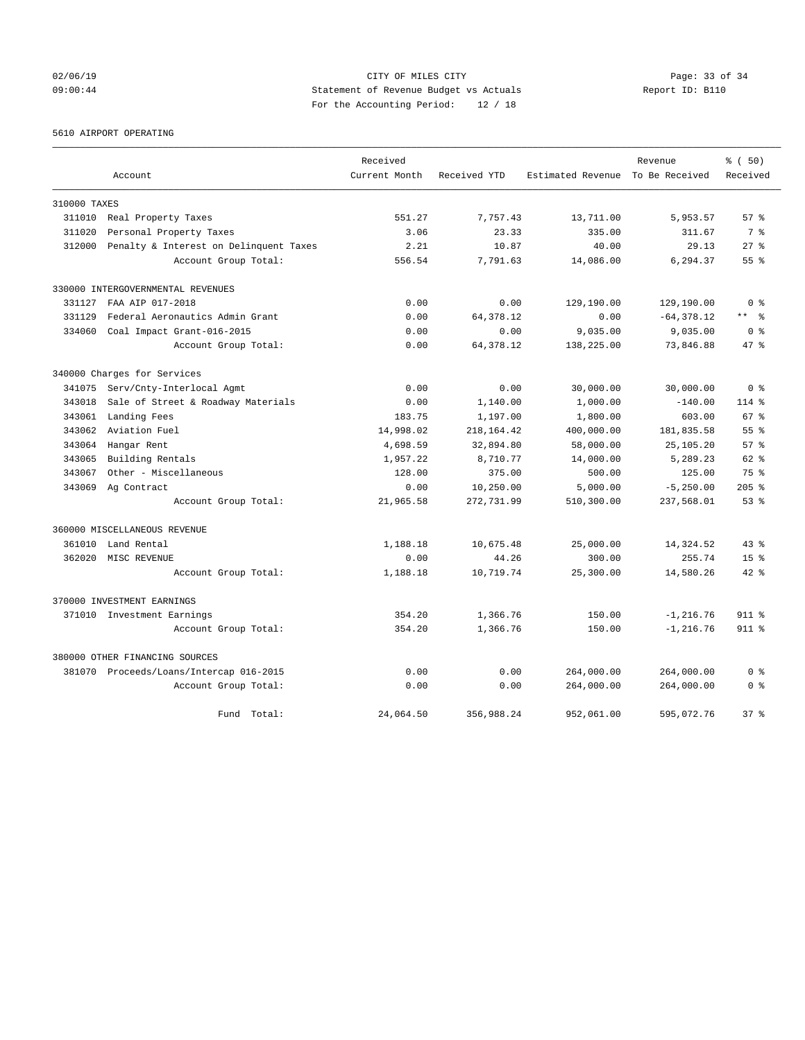CITY OF MILES CITY

Statement of Revenue Budget vs Actuals

For the Accounting Period: 12 / 18

02/06/19 09:00:44

Report ID: B110

5610 AIRPORT OPERATING

| Account | | Received Current Month | Received YTD | Estimated Revenue | Revenue To Be Received | % ( 50) Received |
|---|---|---|---|---|---|---|
| **310000 TAXES** | | | | | | |
| 311010 | Real Property Taxes | 551.27 | 7,757.43 | 13,711.00 | 5,953.57 | 57 % |
| 311020 | Personal Property Taxes | 3.06 | 23.33 | 335.00 | 311.67 | 7 % |
| 312000 | Penalty & Interest on Delinquent Taxes | 2.21 | 10.87 | 40.00 | 29.13 | 27 % |
| | Account Group Total: | 556.54 | 7,791.63 | 14,086.00 | 6,294.37 | 55 % |
| **330000 INTERGOVERNMENTAL REVENUES** | | | | | | |
| 331127 | FAA AIP 017-2018 | 0.00 | 0.00 | 129,190.00 | 129,190.00 | 0 % |
| 331129 | Federal Aeronautics Admin Grant | 0.00 | 64,378.12 | 0.00 | -64,378.12 | ** % |
| 334060 | Coal Impact Grant-016-2015 | 0.00 | 0.00 | 9,035.00 | 9,035.00 | 0 % |
| | Account Group Total: | 0.00 | 64,378.12 | 138,225.00 | 73,846.88 | 47 % |
| **340000 Charges for Services** | | | | | | |
| 341075 | Serv/Cnty-Interlocal Agmt | 0.00 | 0.00 | 30,000.00 | 30,000.00 | 0 % |
| 343018 | Sale of Street & Roadway Materials | 0.00 | 1,140.00 | 1,000.00 | -140.00 | 114 % |
| 343061 | Landing Fees | 183.75 | 1,197.00 | 1,800.00 | 603.00 | 67 % |
| 343062 | Aviation Fuel | 14,998.02 | 218,164.42 | 400,000.00 | 181,835.58 | 55 % |
| 343064 | Hangar Rent | 4,698.59 | 32,894.80 | 58,000.00 | 25,105.20 | 57 % |
| 343065 | Building Rentals | 1,957.22 | 8,710.77 | 14,000.00 | 5,289.23 | 62 % |
| 343067 | Other - Miscellaneous | 128.00 | 375.00 | 500.00 | 125.00 | 75 % |
| 343069 | Ag Contract | 0.00 | 10,250.00 | 5,000.00 | -5,250.00 | 205 % |
| | Account Group Total: | 21,965.58 | 272,731.99 | 510,300.00 | 237,568.01 | 53 % |
| **360000 MISCELLANEOUS REVENUE** | | | | | | |
| 361010 | Land Rental | 1,188.18 | 10,675.48 | 25,000.00 | 14,324.52 | 43 % |
| 362020 | MISC REVENUE | 0.00 | 44.26 | 300.00 | 255.74 | 15 % |
| | Account Group Total: | 1,188.18 | 10,719.74 | 25,300.00 | 14,580.26 | 42 % |
| **370000 INVESTMENT EARNINGS** | | | | | | |
| 371010 | Investment Earnings | 354.20 | 1,366.76 | 150.00 | -1,216.76 | 911 % |
| | Account Group Total: | 354.20 | 1,366.76 | 150.00 | -1,216.76 | 911 % |
| **380000 OTHER FINANCING SOURCES** | | | | | | |
| 381070 | Proceeds/Loans/Intercap 016-2015 | 0.00 | 0.00 | 264,000.00 | 264,000.00 | 0 % |
| | Account Group Total: | 0.00 | 0.00 | 264,000.00 | 264,000.00 | 0 % |
| | Fund Total: | 24,064.50 | 356,988.24 | 952,061.00 | 595,072.76 | 37 % |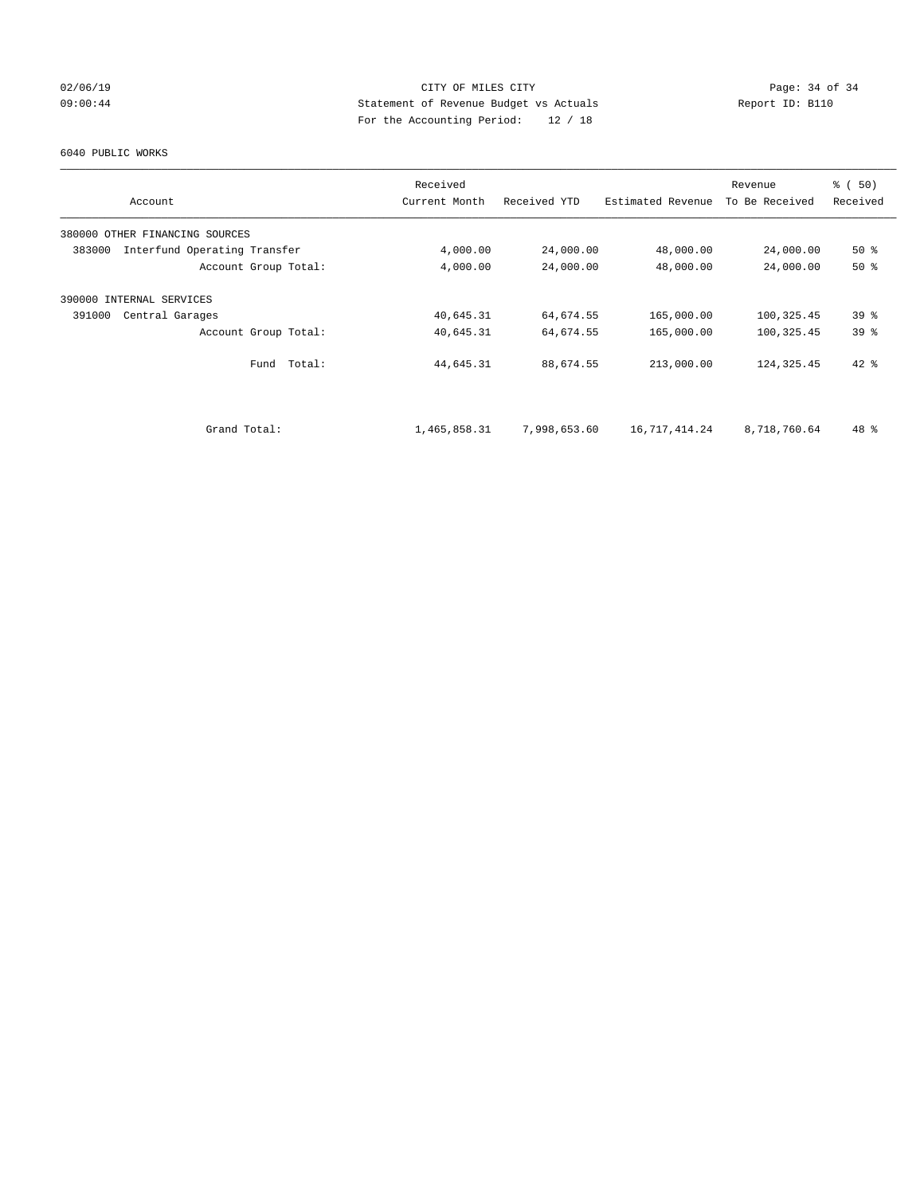CITY OF MILES CITY
Statement of Revenue Budget vs Actuals
For the Accounting Period: 12 / 18

02/06/19
09:00:44

Report ID: B110

6040 PUBLIC WORKS

| Account | Received Current Month | Received YTD | Estimated Revenue | Revenue To Be Received | % ( 50) Received |
|---|---|---|---|---|---|
| 380000 OTHER FINANCING SOURCES | | | | | |
| 383000 Interfund Operating Transfer | 4,000.00 | 24,000.00 | 48,000.00 | 24,000.00 | 50 % |
| Account Group Total: | 4,000.00 | 24,000.00 | 48,000.00 | 24,000.00 | 50 % |
| 390000 INTERNAL SERVICES | | | | | |
| 391000 Central Garages | 40,645.31 | 64,674.55 | 165,000.00 | 100,325.45 | 39 % |
| Account Group Total: | 40,645.31 | 64,674.55 | 165,000.00 | 100,325.45 | 39 % |
| Fund Total: | 44,645.31 | 88,674.55 | 213,000.00 | 124,325.45 | 42 % |
| Grand Total: | 1,465,858.31 | 7,998,653.60 | 16,717,414.24 | 8,718,760.64 | 48 % |